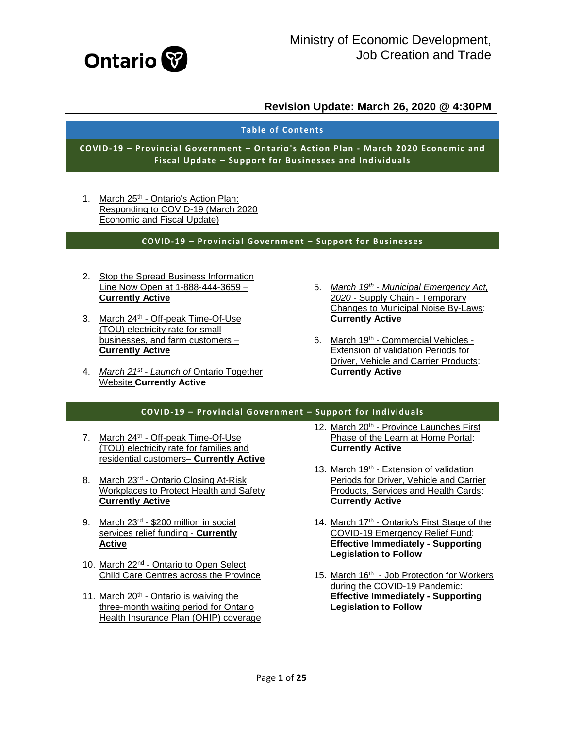Ontario

# Ministry of Economic Development, Job Creation and Trade

## Revision Update: March 26, 2020 @ 4:30PM

**Table of Contents**

**COVID-19 – Provincial Government – Ontario's Action Plan - March 2020 Economic and Fiscal Update – Support for Businesses and Individuals**

1. March 25th - Ontario's Action Plan: Responding to COVID-19 (March 2020 Economic and Fiscal Update)

**COVID-19 – Provincial Government – Support for Businesses**

2. Stop the Spread Business Information Line Now Open at 1-888-444-3659 – **Currently Active**
3. March 24th - Off-peak Time-Of-Use (TOU) electricity rate for small businesses, and farm customers – **Currently Active**
4. *March 21st - Launch of* Ontario Together Website **Currently Active**
5. *March 19th - Municipal Emergency Act, 2020* - Supply Chain - Temporary Changes to Municipal Noise By-Laws: **Currently Active**
6. March 19th - Commercial Vehicles - Extension of validation Periods for Driver, Vehicle and Carrier Products: **Currently Active**

**COVID-19 – Provincial Government – Support for Individuals**

7. March 24th - Off-peak Time-Of-Use (TOU) electricity rate for families and residential customers– **Currently Active**
8. March 23rd - Ontario Closing At-Risk Workplaces to Protect Health and Safety **Currently Active**
9. March 23rd - $200 million in social services relief funding - **Currently Active**
10. March 22nd - Ontario to Open Select Child Care Centres across the Province
11. March 20th - Ontario is waiving the three-month waiting period for Ontario Health Insurance Plan (OHIP) coverage
12. March 20th - Province Launches First Phase of the Learn at Home Portal: **Currently Active**
13. March 19th - Extension of validation Periods for Driver, Vehicle and Carrier Products, Services and Health Cards: **Currently Active**
14. March 17th - Ontario's First Stage of the COVID-19 Emergency Relief Fund: **Effective Immediately - Supporting Legislation to Follow**
15. March 16th - Job Protection for Workers during the COVID-19 Pandemic: **Effective Immediately - Supporting Legislation to Follow**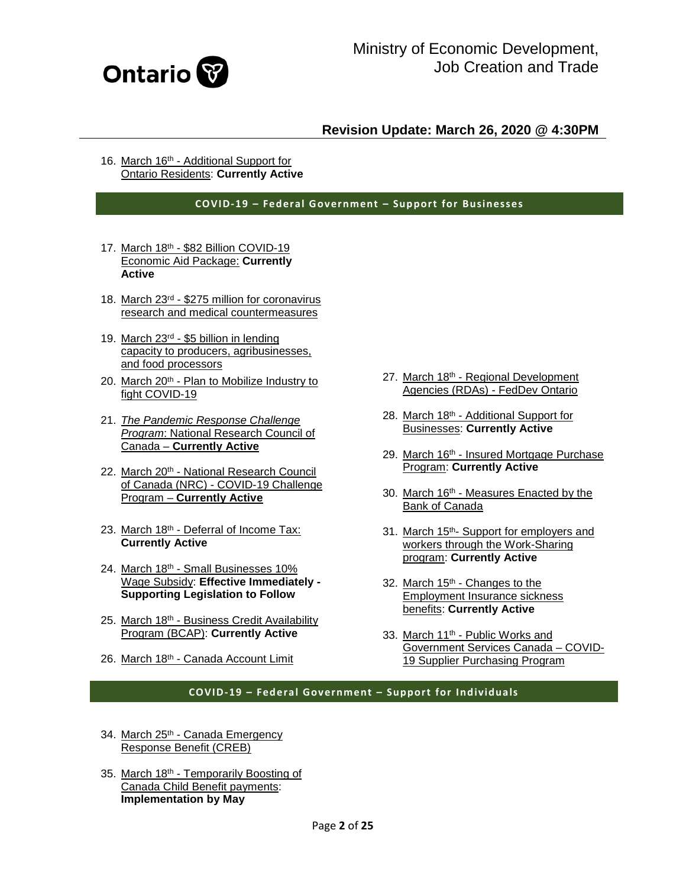16. March 16th - Additional Support for Ontario Residents: **Currently Active**

## COVID-19 – Federal Government – Support for Businesses

17. March 18th - $82 Billion COVID-19 Economic Aid Package: **Currently Active**
18. March 23rd - $275 million for coronavirus research and medical countermeasures
19. March 23rd - $5 billion in lending capacity to producers, agribusinesses, and food processors
20. March 20th - Plan to Mobilize Industry to fight COVID-19
21. *The Pandemic Response Challenge Program*: National Research Council of Canada – **Currently Active**
22. March 20th - National Research Council of Canada (NRC) - COVID-19 Challenge Program – **Currently Active**
23. March 18th - Deferral of Income Tax: **Currently Active**
24. March 18th - Small Businesses 10% Wage Subsidy: **Effective Immediately - Supporting Legislation to Follow**
25. March 18th - Business Credit Availability Program (BCAP): **Currently Active**
26. March 18th - Canada Account Limit
27. March 18th - Regional Development Agencies (RDAs) - FedDev Ontario
28. March 18th - Additional Support for Businesses: **Currently Active**
29. March 16th - Insured Mortgage Purchase Program: **Currently Active**
30. March 16th - Measures Enacted by the Bank of Canada
31. March 15th- Support for employers and workers through the Work-Sharing program: **Currently Active**
32. March 15th - Changes to the Employment Insurance sickness benefits: **Currently Active**
33. March 11th - Public Works and Government Services Canada – COVID-19 Supplier Purchasing Program

## COVID-19 – Federal Government – Support for Individuals

34. March 25th - Canada Emergency Response Benefit (CREB)
35. March 18th - Temporarily Boosting of Canada Child Benefit payments: **Implementation by May**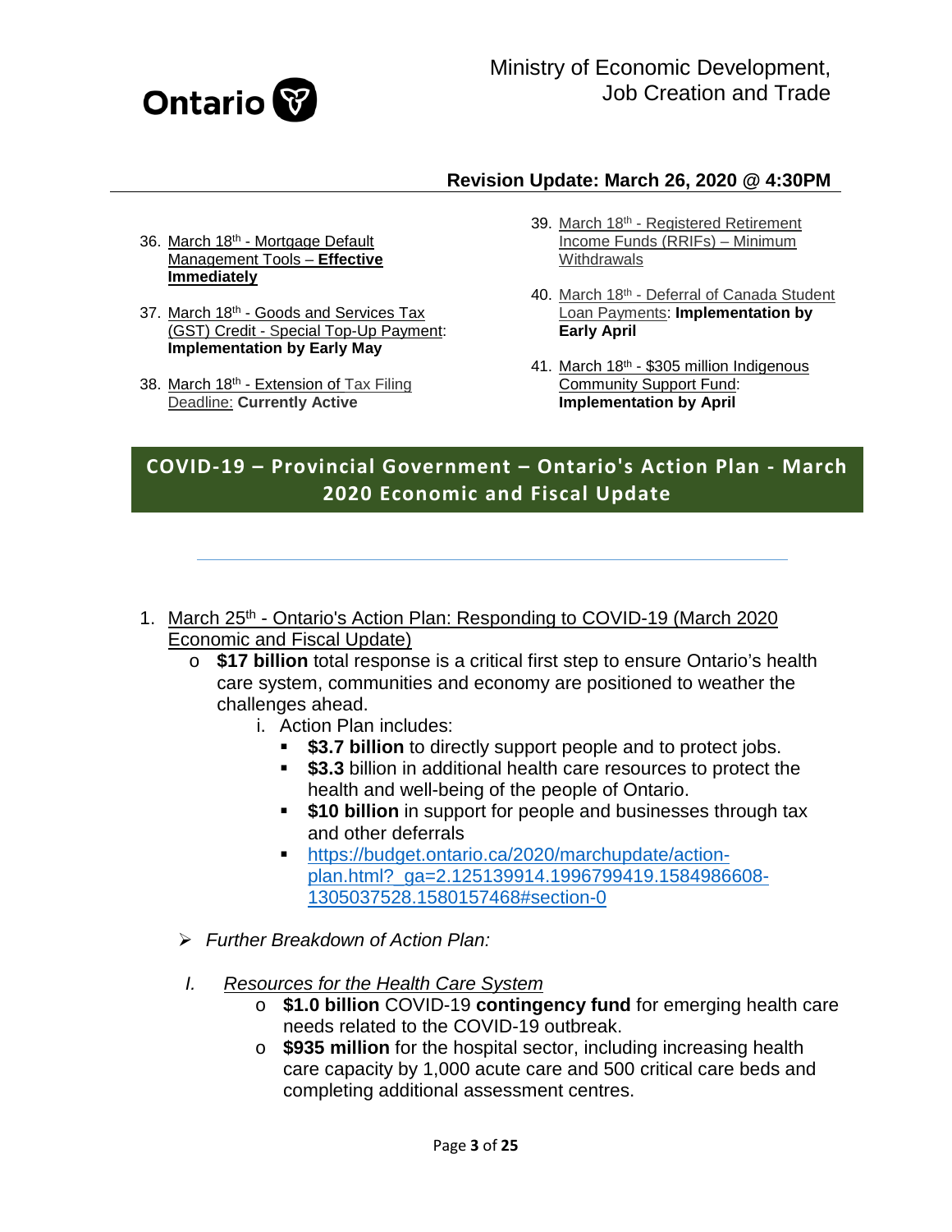36. March 18th - Mortgage Default Management Tools – **Effective Immediately**

37. March 18th - Goods and Services Tax (GST) Credit - Special Top-Up Payment: **Implementation by Early May**

38. March 18th - Extension of Tax Filing Deadline: **Currently Active**

39. March 18th - Registered Retirement Income Funds (RRIFs) – Minimum Withdrawals

40. March 18th - Deferral of Canada Student Loan Payments: **Implementation by Early April**

41. March 18th - $305 million Indigenous Community Support Fund: **Implementation by April**

## COVID-19 – Provincial Government – Ontario's Action Plan - March 2020 Economic and Fiscal Update

---

1. March 25th - Ontario's Action Plan: Responding to COVID-19 (March 2020 Economic and Fiscal Update)
   - **$17 billion** total response is a critical first step to ensure Ontario's health care system, communities and economy are positioned to weather the challenges ahead.
     - i. Action Plan includes:
       - **$3.7 billion** to directly support people and to protect jobs.
       - **$3.3** billion in additional health care resources to protect the health and well-being of the people of Ontario.
       - **$10 billion** in support for people and businesses through tax and other deferrals
       - https://budget.ontario.ca/2020/marchupdate/action-plan.html?_ga=2.125139914.1996799419.1584986608-1305037528.1580157468#section-0

- *Further Breakdown of Action Plan:*

*I. Resources for the Health Care System*

- **$1.0 billion** COVID-19 **contingency fund** for emerging health care needs related to the COVID-19 outbreak.
- **$935 million** for the hospital sector, including increasing health care capacity by 1,000 acute care and 500 critical care beds and completing additional assessment centres.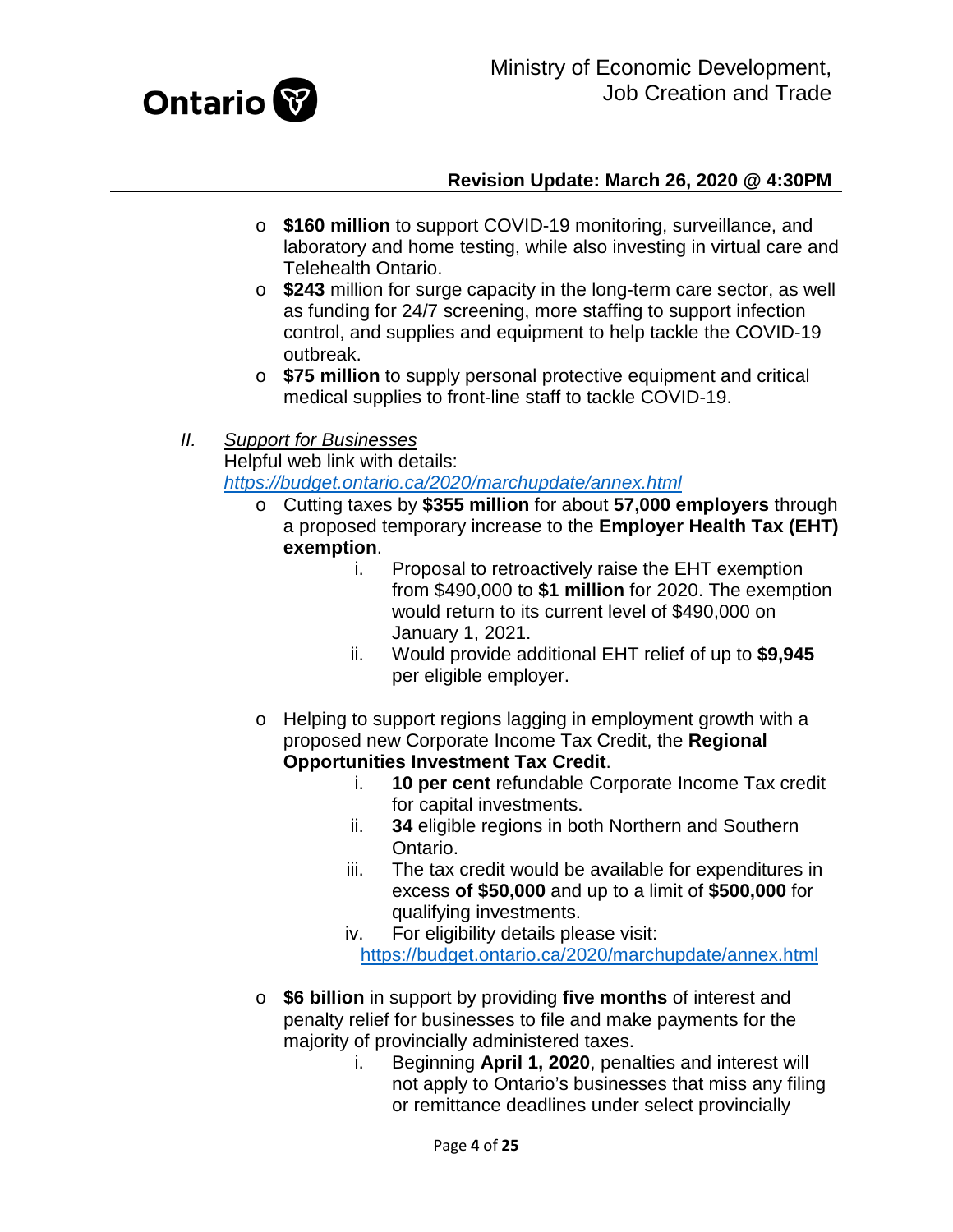- **$160 million** to support COVID-19 monitoring, surveillance, and laboratory and home testing, while also investing in virtual care and Telehealth Ontario.
- **$243** million for surge capacity in the long-term care sector, as well as funding for 24/7 screening, more staffing to support infection control, and supplies and equipment to help tackle the COVID-19 outbreak.
- **$75 million** to supply personal protective equipment and critical medical supplies to front-line staff to tackle COVID-19.

II. *Support for Businesses*

Helpful web link with details:
*https://budget.ontario.ca/2020/marchupdate/annex.html*

- Cutting taxes by **$355 million** for about **57,000 employers** through a proposed temporary increase to the **Employer Health Tax (EHT) exemption**.
  i. Proposal to retroactively raise the EHT exemption from $490,000 to **$1 million** for 2020. The exemption would return to its current level of $490,000 on January 1, 2021.
  ii. Would provide additional EHT relief of up to **$9,945** per eligible employer.

- Helping to support regions lagging in employment growth with a proposed new Corporate Income Tax Credit, the **Regional Opportunities Investment Tax Credit**.
  i. **10 per cent** refundable Corporate Income Tax credit for capital investments.
  ii. **34** eligible regions in both Northern and Southern Ontario.
  iii. The tax credit would be available for expenditures in excess **of $50,000** and up to a limit of **$500,000** for qualifying investments.
  iv. For eligibility details please visit: https://budget.ontario.ca/2020/marchupdate/annex.html

- **$6 billion** in support by providing **five months** of interest and penalty relief for businesses to file and make payments for the majority of provincially administered taxes.
  i. Beginning **April 1, 2020**, penalties and interest will not apply to Ontario's businesses that miss any filing or remittance deadlines under select provincially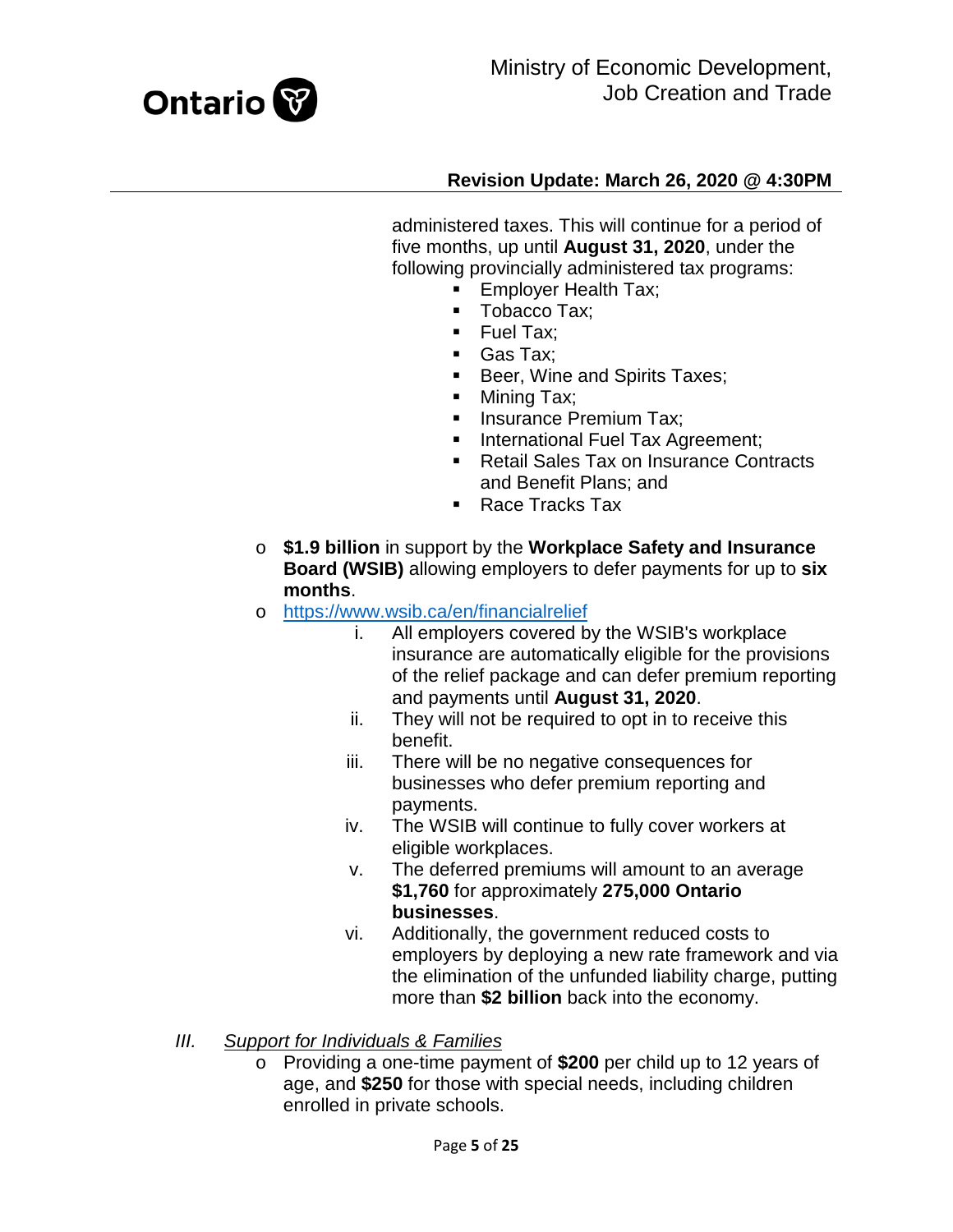administered taxes. This will continue for a period of five months, up until **August 31, 2020**, under the following provincially administered tax programs:

- Employer Health Tax;
- Tobacco Tax;
- Fuel Tax;
- Gas Tax;
- Beer, Wine and Spirits Taxes;
- Mining Tax;
- Insurance Premium Tax;
- International Fuel Tax Agreement;
- Retail Sales Tax on Insurance Contracts and Benefit Plans; and
- Race Tracks Tax

- **$1.9 billion** in support by the **Workplace Safety and Insurance Board (WSIB)** allowing employers to defer payments for up to **six months**.
- https://www.wsib.ca/en/financialrelief
  1. All employers covered by the WSIB's workplace insurance are automatically eligible for the provisions of the relief package and can defer premium reporting and payments until **August 31, 2020**.
  2. They will not be required to opt in to receive this benefit.
  3. There will be no negative consequences for businesses who defer premium reporting and payments.
  4. The WSIB will continue to fully cover workers at eligible workplaces.
  5. The deferred premiums will amount to an average **$1,760** for approximately **275,000 Ontario businesses**.
  6. Additionally, the government reduced costs to employers by deploying a new rate framework and via the elimination of the unfunded liability charge, putting more than **$2 billion** back into the economy.

III. *Support for Individuals & Families*

- Providing a one-time payment of **$200** per child up to 12 years of age, and **$250** for those with special needs, including children enrolled in private schools.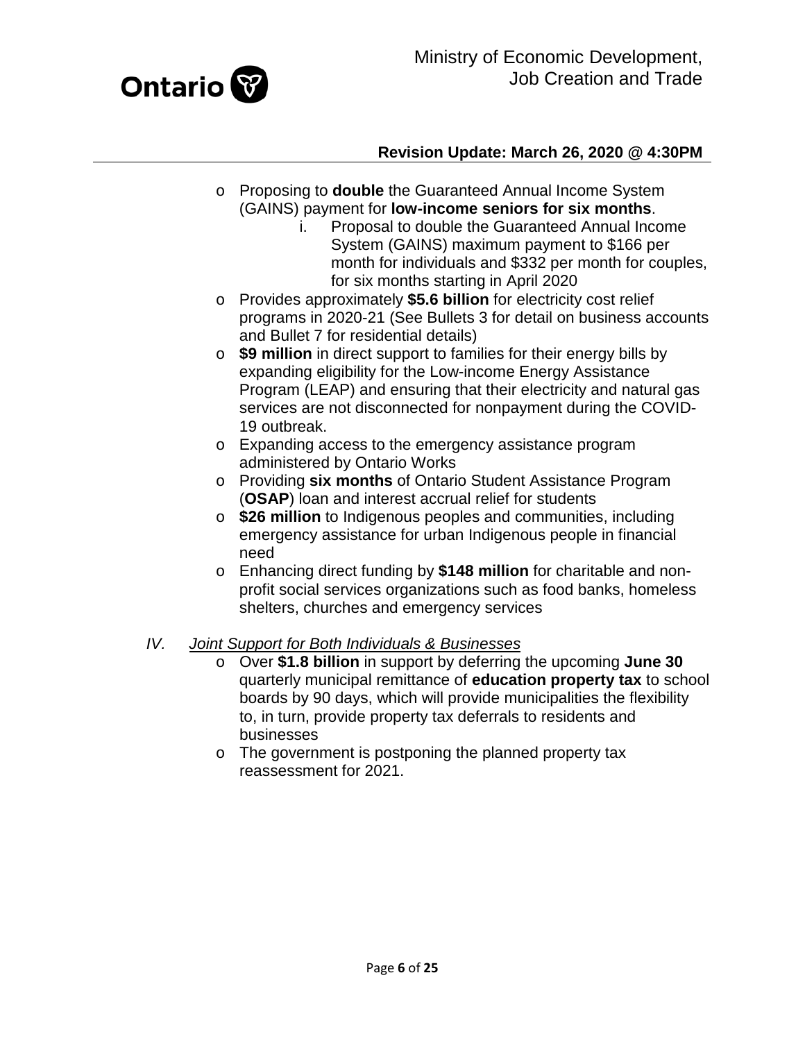- Proposing to **double** the Guaranteed Annual Income System (GAINS) payment for **low-income seniors for six months**.
    1. Proposal to double the Guaranteed Annual Income System (GAINS) maximum payment to $166 per month for individuals and $332 per month for couples, for six months starting in April 2020
- Provides approximately **$5.6 billion** for electricity cost relief programs in 2020-21 (See Bullets 3 for detail on business accounts and Bullet 7 for residential details)
- **$9 million** in direct support to families for their energy bills by expanding eligibility for the Low-income Energy Assistance Program (LEAP) and ensuring that their electricity and natural gas services are not disconnected for nonpayment during the COVID-19 outbreak.
- Expanding access to the emergency assistance program administered by Ontario Works
- Providing **six months** of Ontario Student Assistance Program (**OSAP**) loan and interest accrual relief for students
- **$26 million** to Indigenous peoples and communities, including emergency assistance for urban Indigenous people in financial need
- Enhancing direct funding by **$148 million** for charitable and non-profit social services organizations such as food banks, homeless shelters, churches and emergency services

IV. *Joint Support for Both Individuals & Businesses*

- Over **$1.8 billion** in support by deferring the upcoming **June 30** quarterly municipal remittance of **education property tax** to school boards by 90 days, which will provide municipalities the flexibility to, in turn, provide property tax deferrals to residents and businesses
- The government is postponing the planned property tax reassessment for 2021.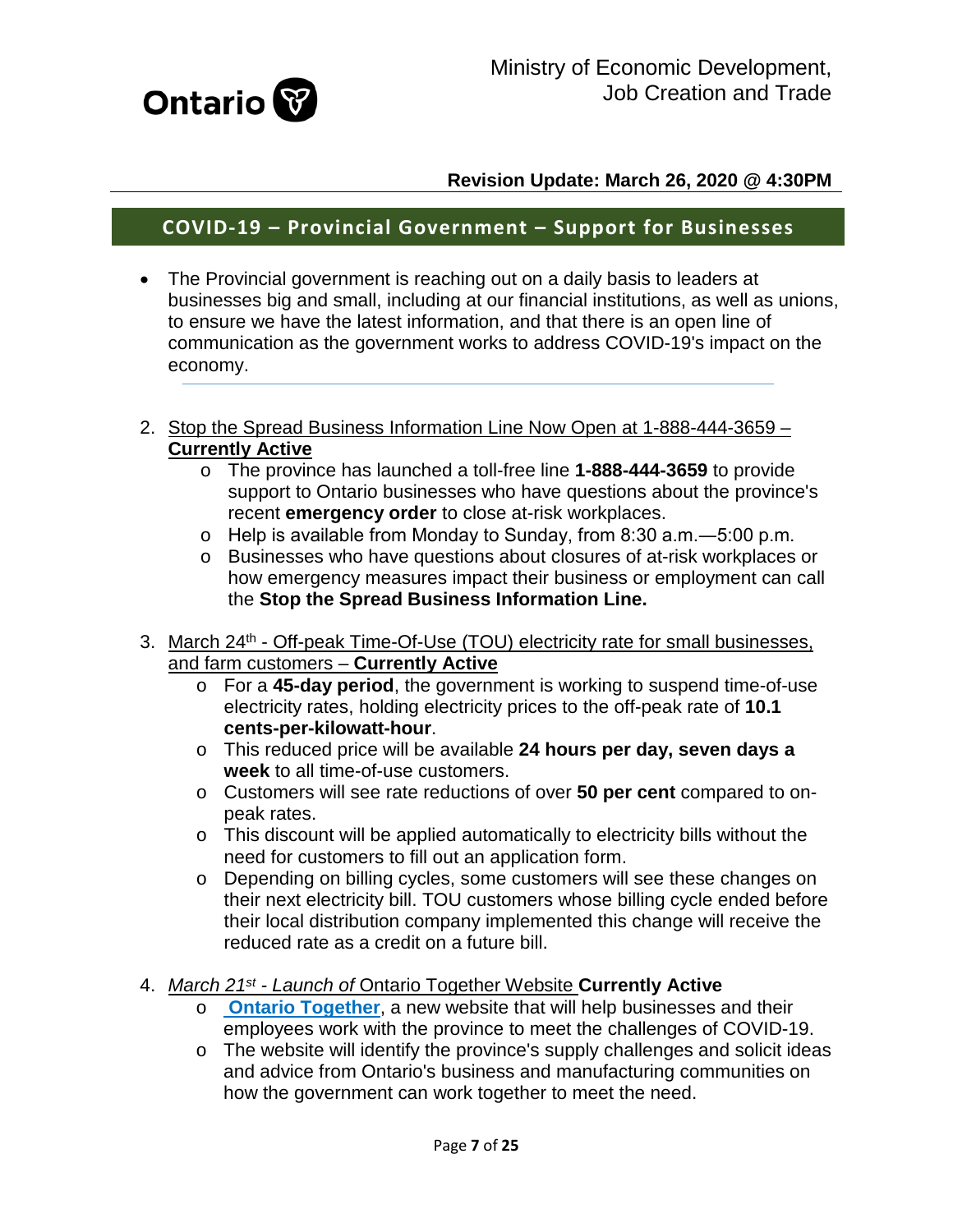Ministry of Economic Development, Job Creation and Trade

**Revision Update: March 26, 2020 @ 4:30PM**

## COVID-19 – Provincial Government – Support for Businesses

- The Provincial government is reaching out on a daily basis to leaders at businesses big and small, including at our financial institutions, as well as unions, to ensure we have the latest information, and that there is an open line of communication as the government works to address COVID-19's impact on the economy.

---

2. Stop the Spread Business Information Line Now Open at 1-888-444-3659 – **Currently Active**
    - The province has launched a toll-free line **1-888-444-3659** to provide support to Ontario businesses who have questions about the province's recent **emergency order** to close at-risk workplaces.
    - Help is available from Monday to Sunday, from 8:30 a.m.—5:00 p.m.
    - Businesses who have questions about closures of at-risk workplaces or how emergency measures impact their business or employment can call the **Stop the Spread Business Information Line.**

3. March 24th - Off-peak Time-Of-Use (TOU) electricity rate for small businesses, and farm customers – **Currently Active**
    - For a **45-day period**, the government is working to suspend time-of-use electricity rates, holding electricity prices to the off-peak rate of **10.1 cents-per-kilowatt-hour**.
    - This reduced price will be available **24 hours per day, seven days a week** to all time-of-use customers.
    - Customers will see rate reductions of over **50 per cent** compared to on-peak rates.
    - This discount will be applied automatically to electricity bills without the need for customers to fill out an application form.
    - Depending on billing cycles, some customers will see these changes on their next electricity bill. TOU customers whose billing cycle ended before their local distribution company implemented this change will receive the reduced rate as a credit on a future bill.

4. *March 21st - Launch of* Ontario Together Website **Currently Active**
    - **Ontario Together**, a new website that will help businesses and their employees work with the province to meet the challenges of COVID-19.
    - The website will identify the province's supply challenges and solicit ideas and advice from Ontario's business and manufacturing communities on how the government can work together to meet the need.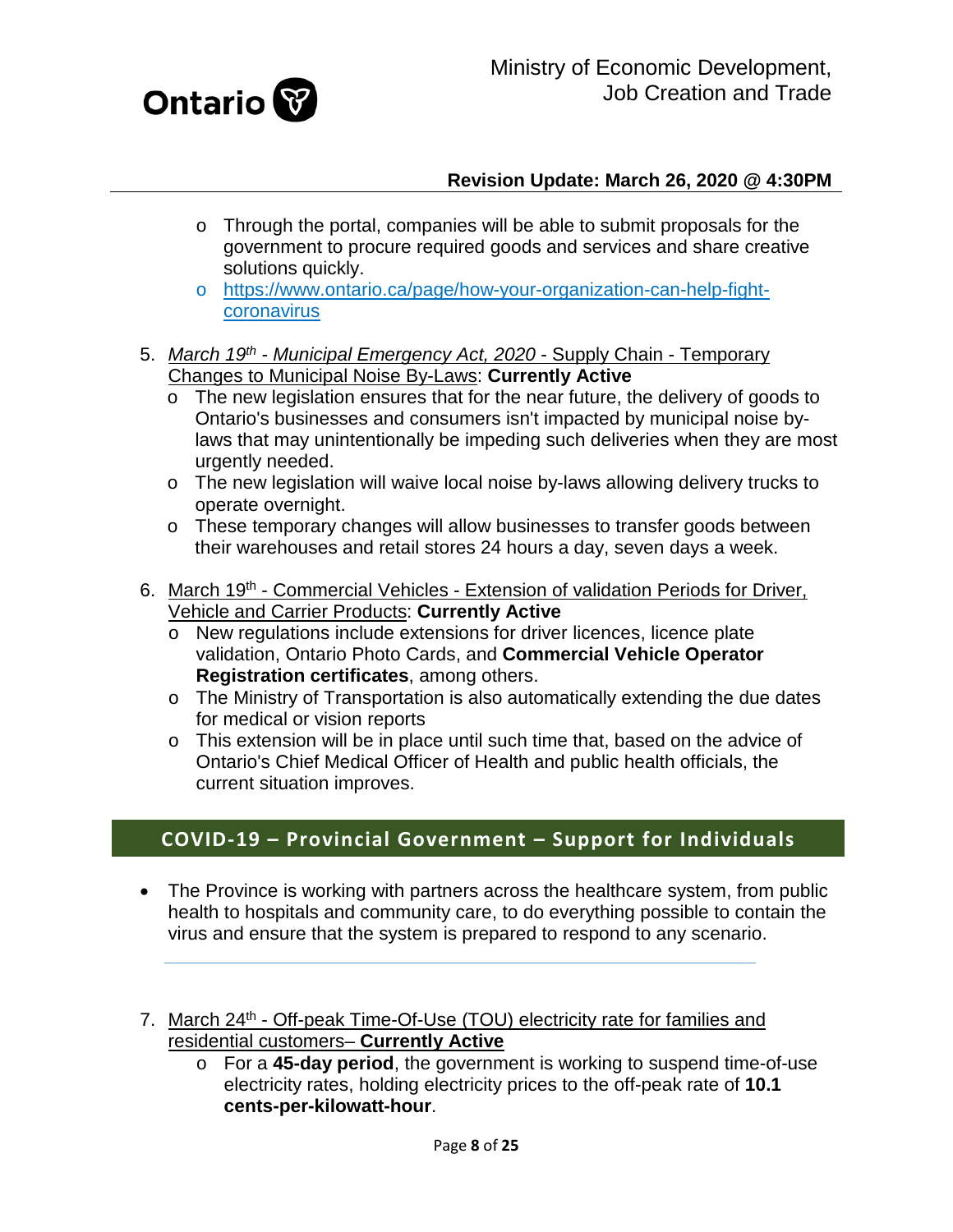- Through the portal, companies will be able to submit proposals for the government to procure required goods and services and share creative solutions quickly.
- https://www.ontario.ca/page/how-your-organization-can-help-fight-coronavirus

5. *March 19th - Municipal Emergency Act, 2020* - Supply Chain - Temporary Changes to Municipal Noise By-Laws: **Currently Active**
   - The new legislation ensures that for the near future, the delivery of goods to Ontario's businesses and consumers isn't impacted by municipal noise by-laws that may unintentionally be impeding such deliveries when they are most urgently needed.
   - The new legislation will waive local noise by-laws allowing delivery trucks to operate overnight.
   - These temporary changes will allow businesses to transfer goods between their warehouses and retail stores 24 hours a day, seven days a week.

6. March 19th - Commercial Vehicles - Extension of validation Periods for Driver, Vehicle and Carrier Products: **Currently Active**
   - New regulations include extensions for driver licences, licence plate validation, Ontario Photo Cards, and **Commercial Vehicle Operator Registration certificates**, among others.
   - The Ministry of Transportation is also automatically extending the due dates for medical or vision reports
   - This extension will be in place until such time that, based on the advice of Ontario's Chief Medical Officer of Health and public health officials, the current situation improves.

## COVID-19 – Provincial Government – Support for Individuals

- The Province is working with partners across the healthcare system, from public health to hospitals and community care, to do everything possible to contain the virus and ensure that the system is prepared to respond to any scenario.

7. March 24th - Off-peak Time-Of-Use (TOU) electricity rate for families and residential customers– **Currently Active**
   - For a **45-day period**, the government is working to suspend time-of-use electricity rates, holding electricity prices to the off-peak rate of **10.1 cents-per-kilowatt-hour**.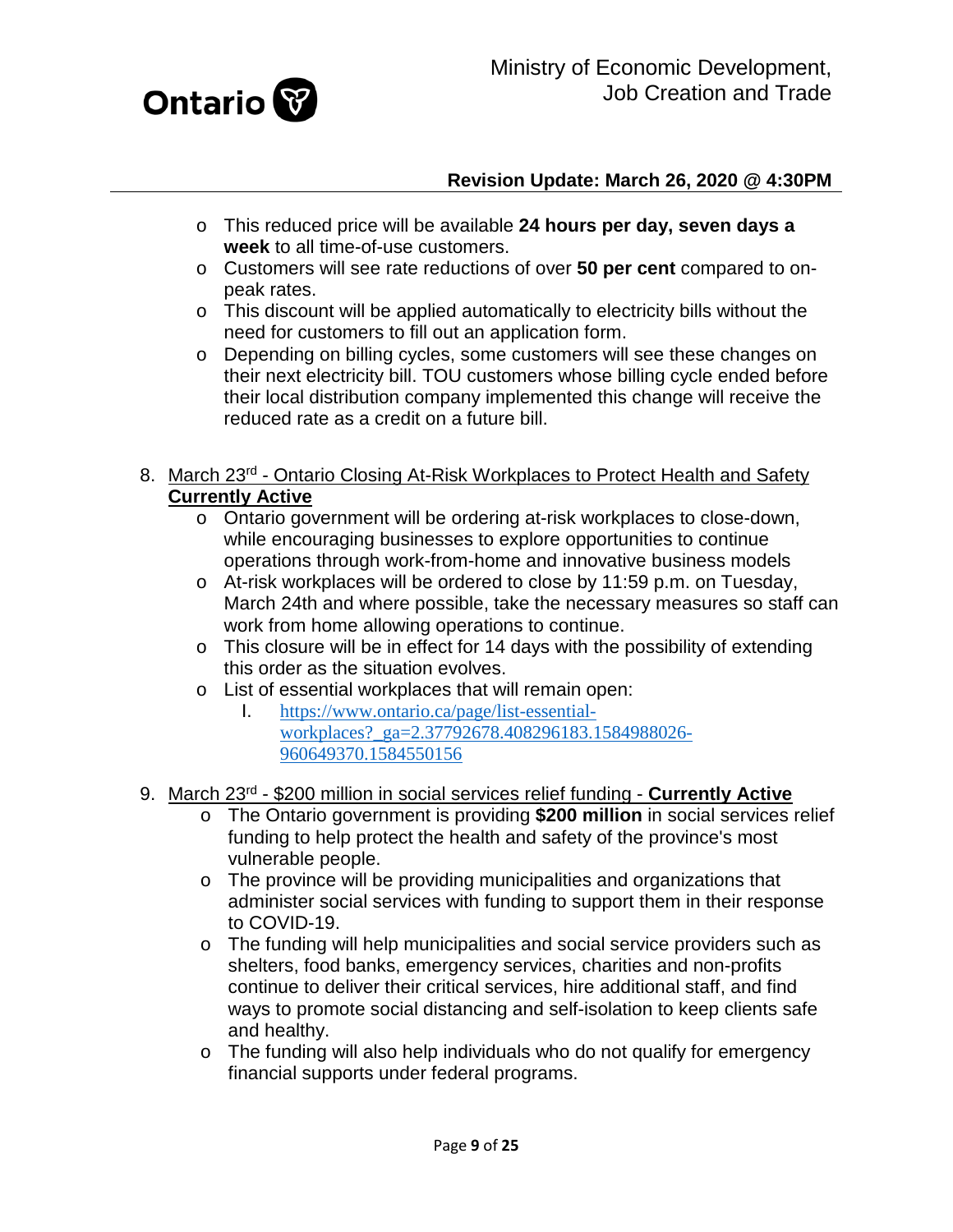- This reduced price will be available **24 hours per day, seven days a week** to all time-of-use customers.
- Customers will see rate reductions of over **50 per cent** compared to on-peak rates.
- This discount will be applied automatically to electricity bills without the need for customers to fill out an application form.
- Depending on billing cycles, some customers will see these changes on their next electricity bill. TOU customers whose billing cycle ended before their local distribution company implemented this change will receive the reduced rate as a credit on a future bill.

8. March 23rd - Ontario Closing At-Risk Workplaces to Protect Health and Safety **Currently Active**
   - Ontario government will be ordering at-risk workplaces to close-down, while encouraging businesses to explore opportunities to continue operations through work-from-home and innovative business models
   - At-risk workplaces will be ordered to close by 11:59 p.m. on Tuesday, March 24th and where possible, take the necessary measures so staff can work from home allowing operations to continue.
   - This closure will be in effect for 14 days with the possibility of extending this order as the situation evolves.
   - List of essential workplaces that will remain open:
     I. https://www.ontario.ca/page/list-essential-workplaces?_ga=2.37792678.408296183.1584988026-960649370.1584550156

9. March 23rd - $200 million in social services relief funding - **Currently Active**
   - The Ontario government is providing **$200 million** in social services relief funding to help protect the health and safety of the province's most vulnerable people.
   - The province will be providing municipalities and organizations that administer social services with funding to support them in their response to COVID-19.
   - The funding will help municipalities and social service providers such as shelters, food banks, emergency services, charities and non-profits continue to deliver their critical services, hire additional staff, and find ways to promote social distancing and self-isolation to keep clients safe and healthy.
   - The funding will also help individuals who do not qualify for emergency financial supports under federal programs.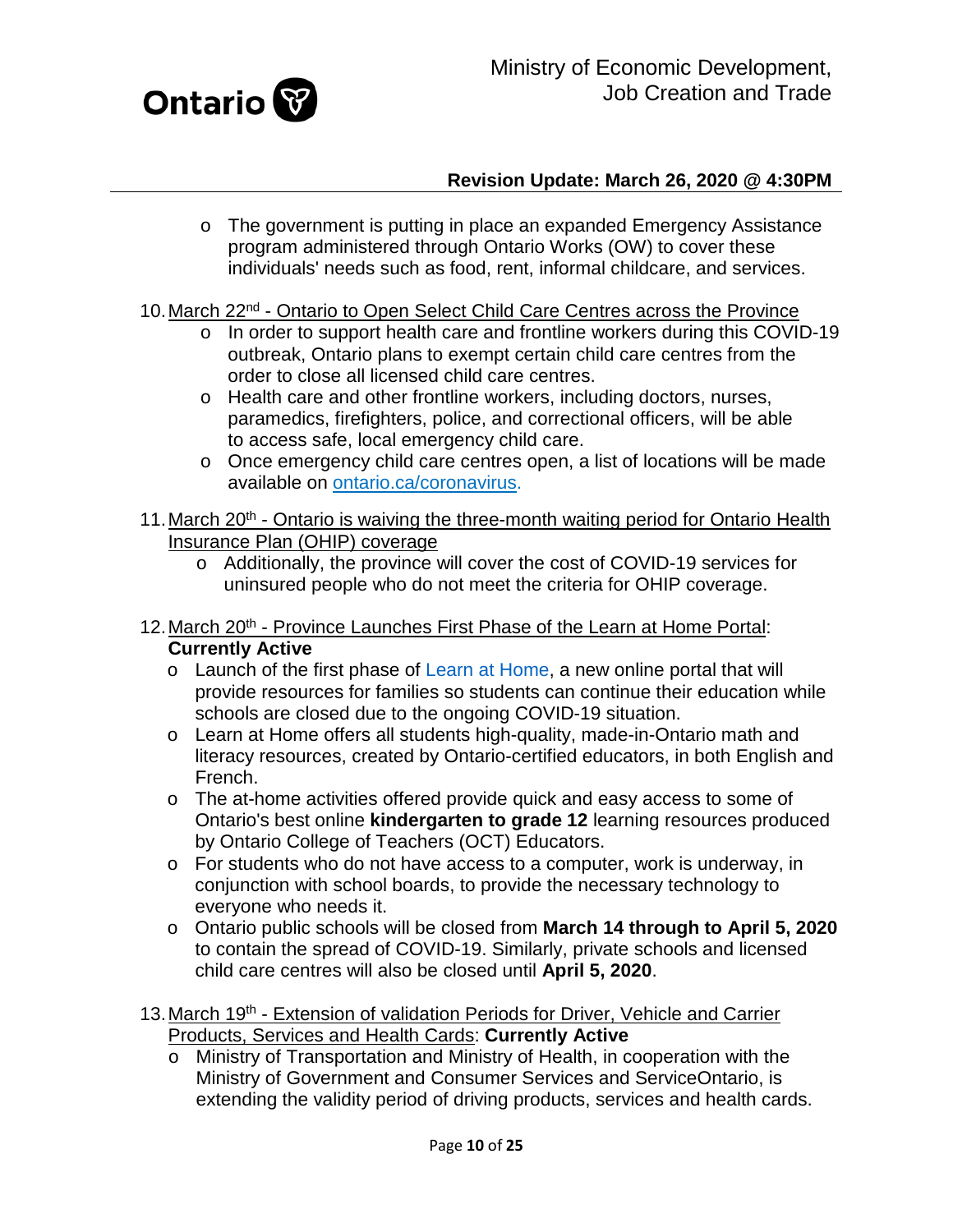- The government is putting in place an expanded Emergency Assistance program administered through Ontario Works (OW) to cover these individuals' needs such as food, rent, informal childcare, and services.

10. March 22nd - Ontario to Open Select Child Care Centres across the Province
    - In order to support health care and frontline workers during this COVID-19 outbreak, Ontario plans to exempt certain child care centres from the order to close all licensed child care centres.
    - Health care and other frontline workers, including doctors, nurses, paramedics, firefighters, police, and correctional officers, will be able to access safe, local emergency child care.
    - Once emergency child care centres open, a list of locations will be made available on ontario.ca/coronavirus.

11. March 20th - Ontario is waiving the three-month waiting period for Ontario Health Insurance Plan (OHIP) coverage
    - Additionally, the province will cover the cost of COVID-19 services for uninsured people who do not meet the criteria for OHIP coverage.

12. March 20th - Province Launches First Phase of the Learn at Home Portal: **Currently Active**
    - Launch of the first phase of Learn at Home, a new online portal that will provide resources for families so students can continue their education while schools are closed due to the ongoing COVID-19 situation.
    - Learn at Home offers all students high-quality, made-in-Ontario math and literacy resources, created by Ontario-certified educators, in both English and French.
    - The at-home activities offered provide quick and easy access to some of Ontario's best online **kindergarten to grade 12** learning resources produced by Ontario College of Teachers (OCT) Educators.
    - For students who do not have access to a computer, work is underway, in conjunction with school boards, to provide the necessary technology to everyone who needs it.
    - Ontario public schools will be closed from **March 14 through to April 5, 2020** to contain the spread of COVID-19. Similarly, private schools and licensed child care centres will also be closed until **April 5, 2020**.

13. March 19th - Extension of validation Periods for Driver, Vehicle and Carrier Products, Services and Health Cards: **Currently Active**
    - Ministry of Transportation and Ministry of Health, in cooperation with the Ministry of Government and Consumer Services and ServiceOntario, is extending the validity period of driving products, services and health cards.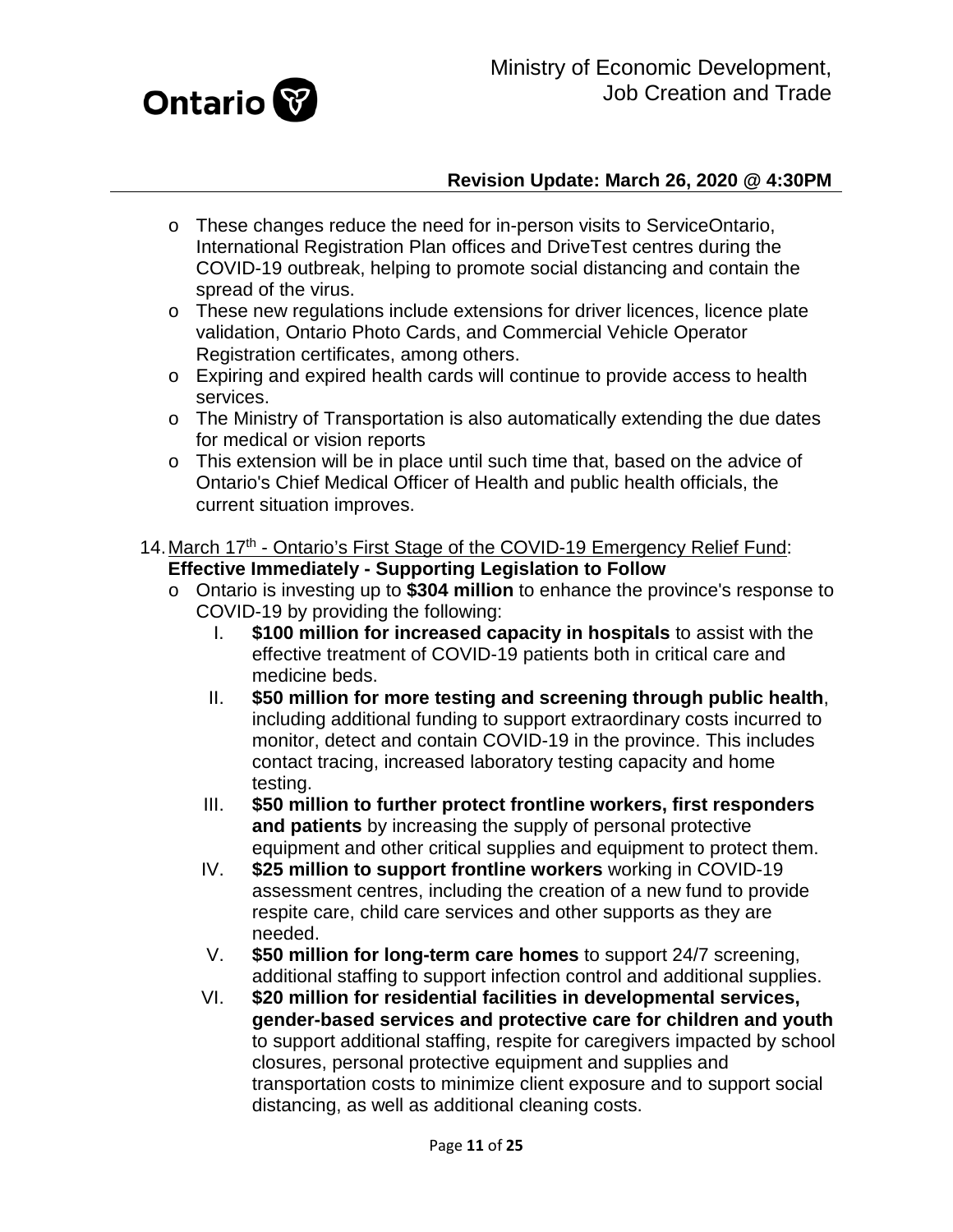- These changes reduce the need for in-person visits to ServiceOntario, International Registration Plan offices and DriveTest centres during the COVID-19 outbreak, helping to promote social distancing and contain the spread of the virus.
- These new regulations include extensions for driver licences, licence plate validation, Ontario Photo Cards, and Commercial Vehicle Operator Registration certificates, among others.
- Expiring and expired health cards will continue to provide access to health services.
- The Ministry of Transportation is also automatically extending the due dates for medical or vision reports
- This extension will be in place until such time that, based on the advice of Ontario's Chief Medical Officer of Health and public health officials, the current situation improves.

14. March 17th - Ontario's First Stage of the COVID-19 Emergency Relief Fund: **Effective Immediately - Supporting Legislation to Follow**
    - Ontario is investing up to **$304 million** to enhance the province's response to COVID-19 by providing the following:
        I. **$100 million for increased capacity in hospitals** to assist with the effective treatment of COVID-19 patients both in critical care and medicine beds.
        II. **$50 million for more testing and screening through public health**, including additional funding to support extraordinary costs incurred to monitor, detect and contain COVID-19 in the province. This includes contact tracing, increased laboratory testing capacity and home testing.
        III. **$50 million to further protect frontline workers, first responders and patients** by increasing the supply of personal protective equipment and other critical supplies and equipment to protect them.
        IV. **$25 million to support frontline workers** working in COVID-19 assessment centres, including the creation of a new fund to provide respite care, child care services and other supports as they are needed.
        V. **$50 million for long-term care homes** to support 24/7 screening, additional staffing to support infection control and additional supplies.
        VI. **$20 million for residential facilities in developmental services, gender-based services and protective care for children and youth** to support additional staffing, respite for caregivers impacted by school closures, personal protective equipment and supplies and transportation costs to minimize client exposure and to support social distancing, as well as additional cleaning costs.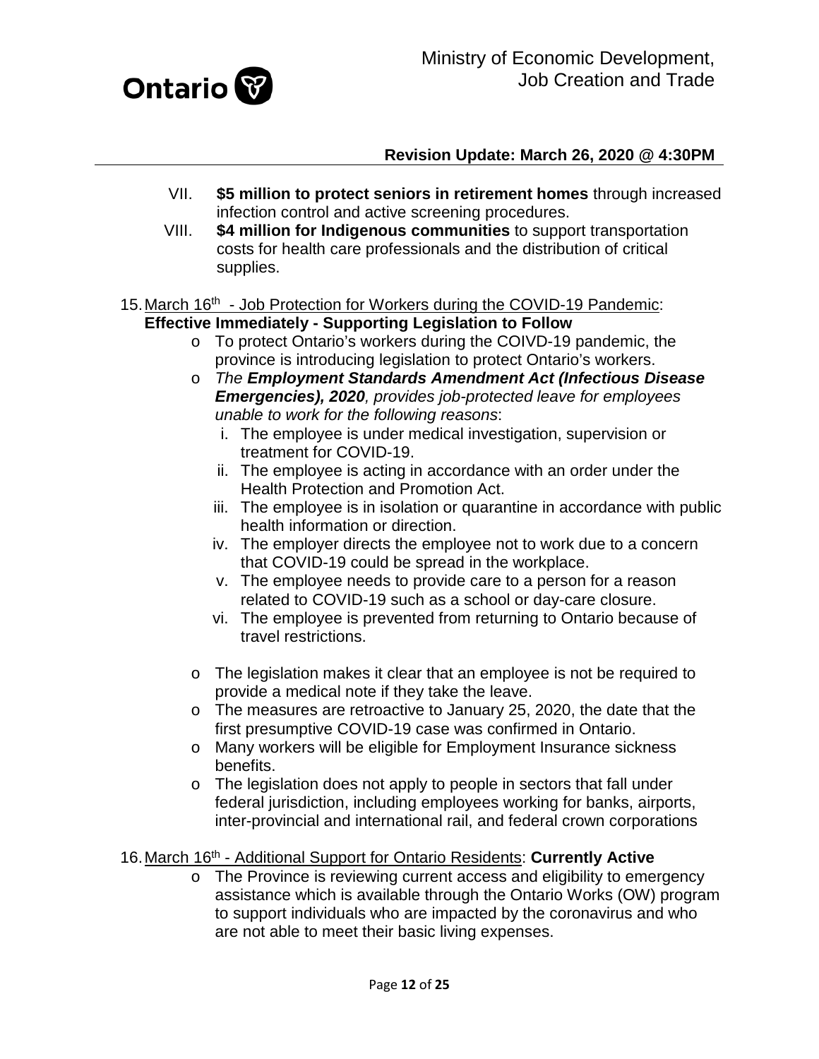VII. **$5 million to protect seniors in retirement homes** through increased infection control and active screening procedures.

VIII. **$4 million for Indigenous communities** to support transportation costs for health care professionals and the distribution of critical supplies.

15. March 16th - Job Protection for Workers during the COVID-19 Pandemic: **Effective Immediately - Supporting Legislation to Follow**
    - To protect Ontario's workers during the COIVD-19 pandemic, the province is introducing legislation to protect Ontario's workers.
    - *The **Employment Standards Amendment Act (Infectious Disease Emergencies), 2020**, provides job-protected leave for employees unable to work for the following reasons*:
        i. The employee is under medical investigation, supervision or treatment for COVID-19.
        ii. The employee is acting in accordance with an order under the Health Protection and Promotion Act.
        iii. The employee is in isolation or quarantine in accordance with public health information or direction.
        iv. The employer directs the employee not to work due to a concern that COVID-19 could be spread in the workplace.
        v. The employee needs to provide care to a person for a reason related to COVID-19 such as a school or day-care closure.
        vi. The employee is prevented from returning to Ontario because of travel restrictions.
    - The legislation makes it clear that an employee is not be required to provide a medical note if they take the leave.
    - The measures are retroactive to January 25, 2020, the date that the first presumptive COVID-19 case was confirmed in Ontario.
    - Many workers will be eligible for Employment Insurance sickness benefits.
    - The legislation does not apply to people in sectors that fall under federal jurisdiction, including employees working for banks, airports, inter-provincial and international rail, and federal crown corporations

16. March 16th - Additional Support for Ontario Residents: **Currently Active**
    - The Province is reviewing current access and eligibility to emergency assistance which is available through the Ontario Works (OW) program to support individuals who are impacted by the coronavirus and who are not able to meet their basic living expenses.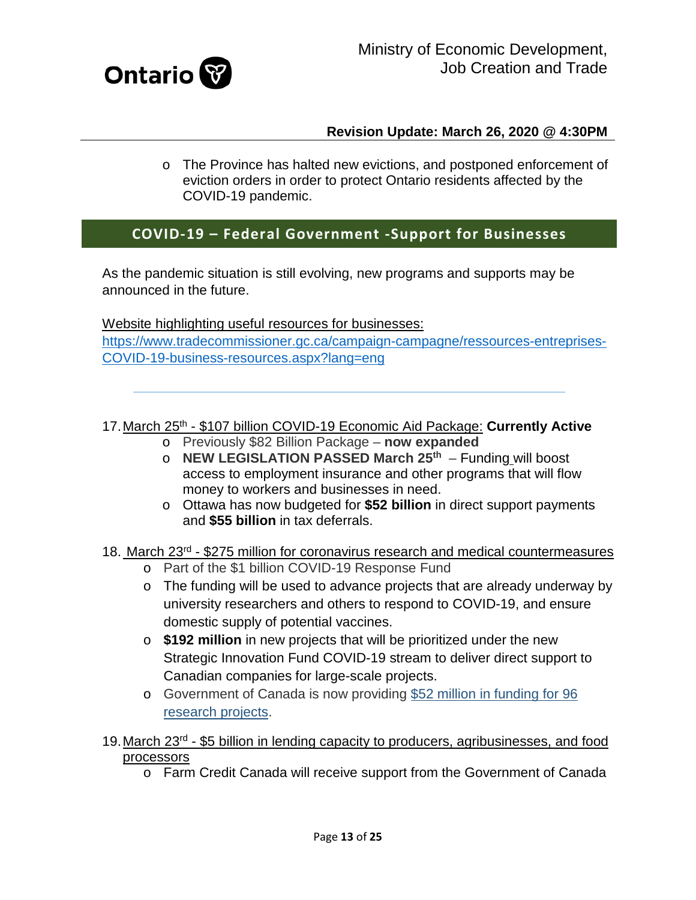- The Province has halted new evictions, and postponed enforcement of eviction orders in order to protect Ontario residents affected by the COVID-19 pandemic.

## COVID-19 – Federal Government -Support for Businesses

As the pandemic situation is still evolving, new programs and supports may be announced in the future.

Website highlighting useful resources for businesses:
https://www.tradecommissioner.gc.ca/campaign-campagne/ressources-entreprises-COVID-19-business-resources.aspx?lang=eng

---

17. March 25th - $107 billion COVID-19 Economic Aid Package: **Currently Active**
    - Previously $82 Billion Package – **now expanded**
    - **NEW LEGISLATION PASSED March 25th** – Funding will boost access to employment insurance and other programs that will flow money to workers and businesses in need.
    - Ottawa has now budgeted for **$52 billion** in direct support payments and **$55 billion** in tax deferrals.

18. March 23rd - $275 million for coronavirus research and medical countermeasures
    - Part of the $1 billion COVID-19 Response Fund
    - The funding will be used to advance projects that are already underway by university researchers and others to respond to COVID-19, and ensure domestic supply of potential vaccines.
    - **$192 million** in new projects that will be prioritized under the new Strategic Innovation Fund COVID-19 stream to deliver direct support to Canadian companies for large-scale projects.
    - Government of Canada is now providing $52 million in funding for 96 research projects.

19. March 23rd - $5 billion in lending capacity to producers, agribusinesses, and food processors
    - Farm Credit Canada will receive support from the Government of Canada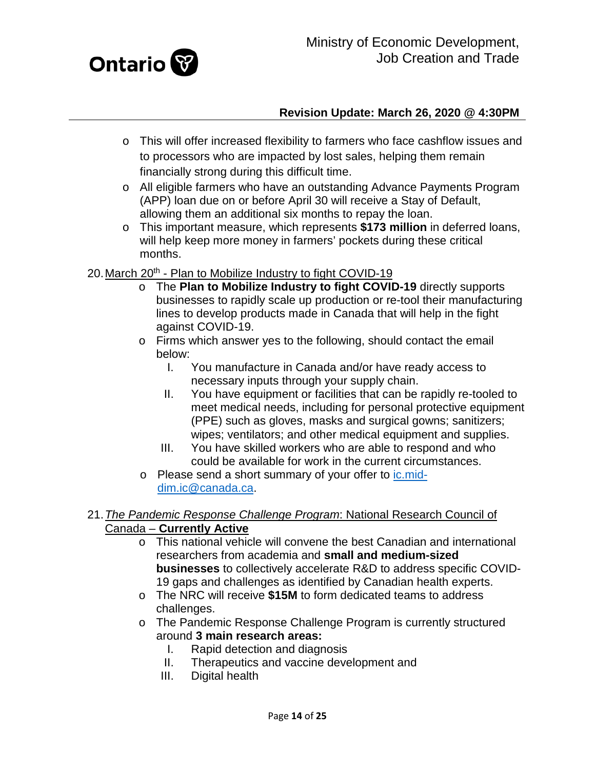- This will offer increased flexibility to farmers who face cashflow issues and to processors who are impacted by lost sales, helping them remain financially strong during this difficult time.
- All eligible farmers who have an outstanding Advance Payments Program (APP) loan due on or before April 30 will receive a Stay of Default, allowing them an additional six months to repay the loan.
- This important measure, which represents **$173 million** in deferred loans, will help keep more money in farmers' pockets during these critical months.

20. March 20th - Plan to Mobilize Industry to fight COVID-19
    - The **Plan to Mobilize Industry to fight COVID-19** directly supports businesses to rapidly scale up production or re-tool their manufacturing lines to develop products made in Canada that will help in the fight against COVID-19.
    - Firms which answer yes to the following, should contact the email below:
        I. You manufacture in Canada and/or have ready access to necessary inputs through your supply chain.
        II. You have equipment or facilities that can be rapidly re-tooled to meet medical needs, including for personal protective equipment (PPE) such as gloves, masks and surgical gowns; sanitizers; wipes; ventilators; and other medical equipment and supplies.
        III. You have skilled workers who are able to respond and who could be available for work in the current circumstances.
    - Please send a short summary of your offer to ic.mid-dim.ic@canada.ca.

21. *The Pandemic Response Challenge Program*: National Research Council of Canada – **Currently Active**
    - This national vehicle will convene the best Canadian and international researchers from academia and **small and medium-sized businesses** to collectively accelerate R&D to address specific COVID-19 gaps and challenges as identified by Canadian health experts.
    - The NRC will receive **$15M** to form dedicated teams to address challenges.
    - The Pandemic Response Challenge Program is currently structured around **3 main research areas:**
        I. Rapid detection and diagnosis
        II. Therapeutics and vaccine development and
        III. Digital health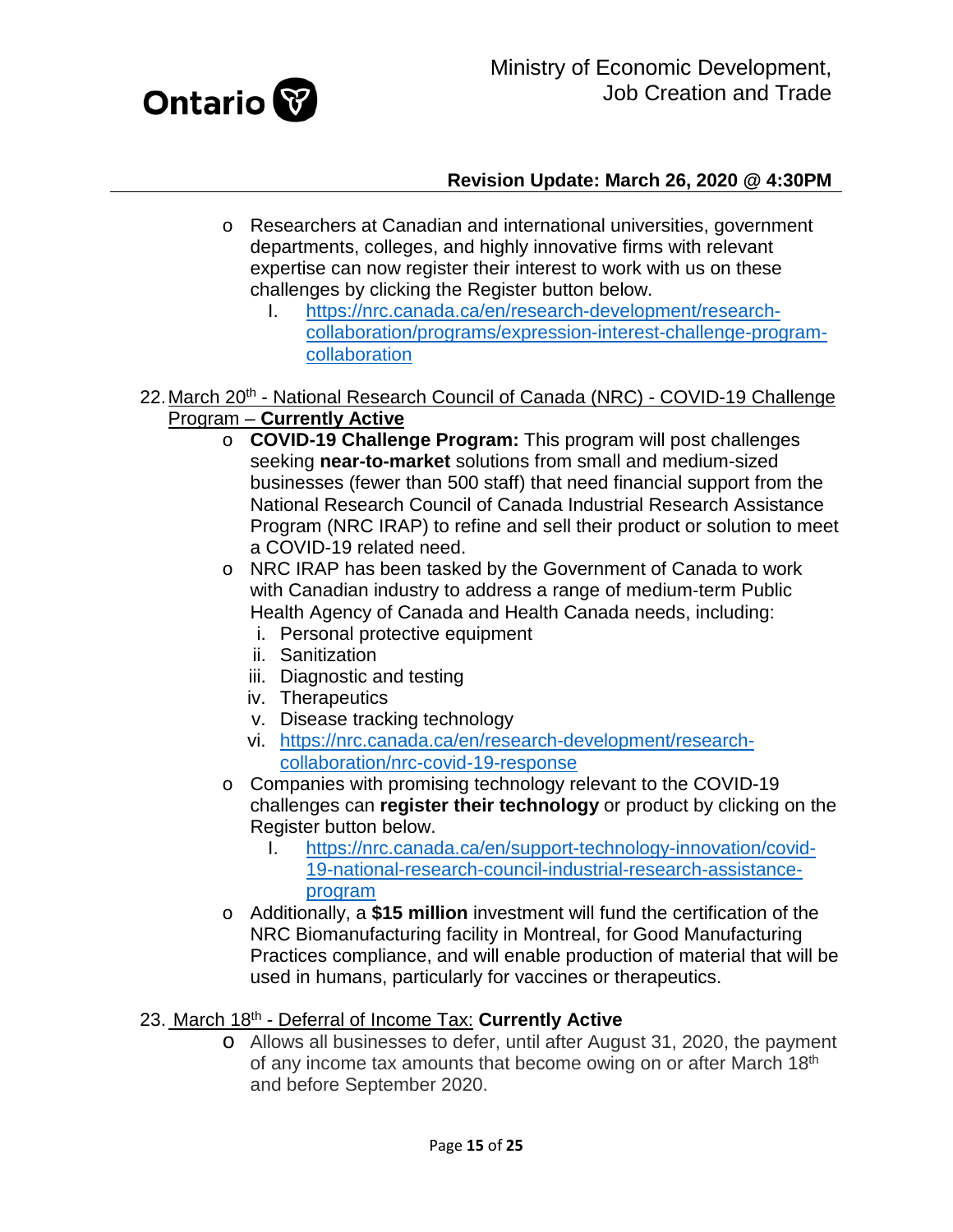- Researchers at Canadian and international universities, government departments, colleges, and highly innovative firms with relevant expertise can now register their interest to work with us on these challenges by clicking the Register button below.
  I. https://nrc.canada.ca/en/research-development/research-collaboration/programs/expression-interest-challenge-program-collaboration

22. March 20th - National Research Council of Canada (NRC) - COVID-19 Challenge Program – **Currently Active**
    - **COVID-19 Challenge Program:** This program will post challenges seeking **near-to-market** solutions from small and medium-sized businesses (fewer than 500 staff) that need financial support from the National Research Council of Canada Industrial Research Assistance Program (NRC IRAP) to refine and sell their product or solution to meet a COVID-19 related need.
    - NRC IRAP has been tasked by the Government of Canada to work with Canadian industry to address a range of medium-term Public Health Agency of Canada and Health Canada needs, including:
      i. Personal protective equipment
      ii. Sanitization
      iii. Diagnostic and testing
      iv. Therapeutics
      v. Disease tracking technology
      vi. https://nrc.canada.ca/en/research-development/research-collaboration/nrc-covid-19-response
    - Companies with promising technology relevant to the COVID-19 challenges can **register their technology** or product by clicking on the Register button below.
      I. https://nrc.canada.ca/en/support-technology-innovation/covid-19-national-research-council-industrial-research-assistance-program
    - Additionally, a **$15 million** investment will fund the certification of the NRC Biomanufacturing facility in Montreal, for Good Manufacturing Practices compliance, and will enable production of material that will be used in humans, particularly for vaccines or therapeutics.

23. March 18th - Deferral of Income Tax: **Currently Active**
    - Allows all businesses to defer, until after August 31, 2020, the payment of any income tax amounts that become owing on or after March 18th and before September 2020.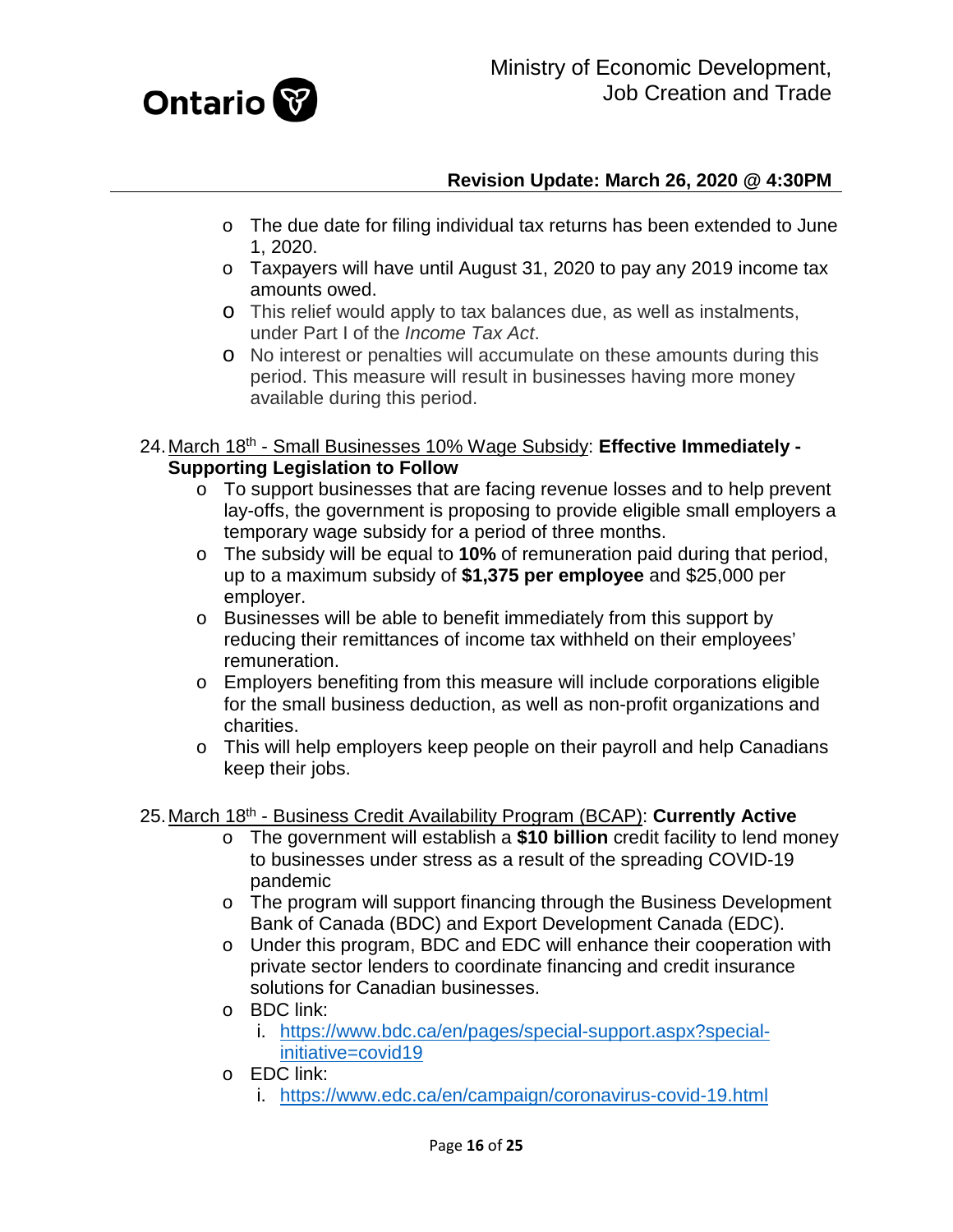- The due date for filing individual tax returns has been extended to June 1, 2020.
- Taxpayers will have until August 31, 2020 to pay any 2019 income tax amounts owed.
- This relief would apply to tax balances due, as well as instalments, under Part I of the *Income Tax Act*.
- No interest or penalties will accumulate on these amounts during this period. This measure will result in businesses having more money available during this period.

24. March 18th - Small Businesses 10% Wage Subsidy: **Effective Immediately - Supporting Legislation to Follow**
    - To support businesses that are facing revenue losses and to help prevent lay-offs, the government is proposing to provide eligible small employers a temporary wage subsidy for a period of three months.
    - The subsidy will be equal to **10%** of remuneration paid during that period, up to a maximum subsidy of **$1,375 per employee** and $25,000 per employer.
    - Businesses will be able to benefit immediately from this support by reducing their remittances of income tax withheld on their employees' remuneration.
    - Employers benefiting from this measure will include corporations eligible for the small business deduction, as well as non-profit organizations and charities.
    - This will help employers keep people on their payroll and help Canadians keep their jobs.

25. March 18th - Business Credit Availability Program (BCAP): **Currently Active**
    - The government will establish a **$10 billion** credit facility to lend money to businesses under stress as a result of the spreading COVID-19 pandemic
    - The program will support financing through the Business Development Bank of Canada (BDC) and Export Development Canada (EDC).
    - Under this program, BDC and EDC will enhance their cooperation with private sector lenders to coordinate financing and credit insurance solutions for Canadian businesses.
    - BDC link:
        i. https://www.bdc.ca/en/pages/special-support.aspx?special-initiative=covid19
    - EDC link:
        i. https://www.edc.ca/en/campaign/coronavirus-covid-19.html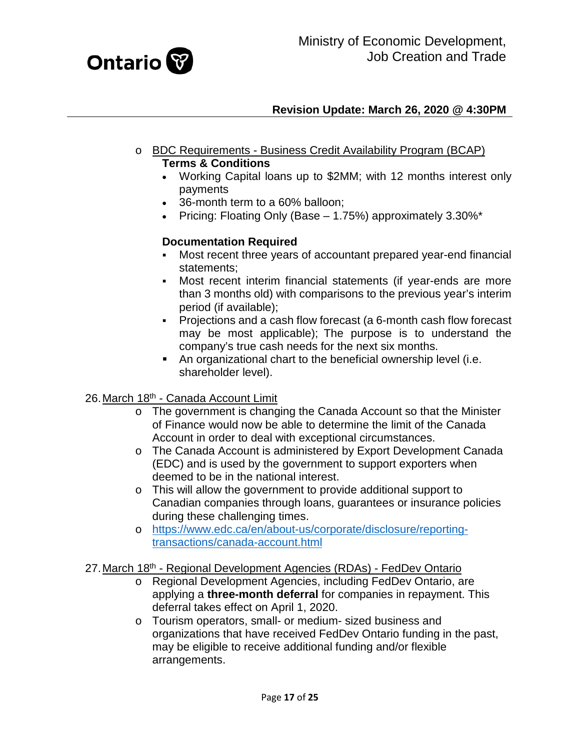- BDC Requirements - Business Credit Availability Program (BCAP)

  **Terms & Conditions**

  - Working Capital loans up to $2MM; with 12 months interest only payments
  - 36-month term to a 60% balloon;
  - Pricing: Floating Only (Base – 1.75%) approximately 3.30%*

  **Documentation Required**

  - Most recent three years of accountant prepared year-end financial statements;
  - Most recent interim financial statements (if year-ends are more than 3 months old) with comparisons to the previous year's interim period (if available);
  - Projections and a cash flow forecast (a 6-month cash flow forecast may be most applicable); The purpose is to understand the company's true cash needs for the next six months.
  - An organizational chart to the beneficial ownership level (i.e. shareholder level).

26. March 18th - Canada Account Limit
    - The government is changing the Canada Account so that the Minister of Finance would now be able to determine the limit of the Canada Account in order to deal with exceptional circumstances.
    - The Canada Account is administered by Export Development Canada (EDC) and is used by the government to support exporters when deemed to be in the national interest.
    - This will allow the government to provide additional support to Canadian companies through loans, guarantees or insurance policies during these challenging times.
    - https://www.edc.ca/en/about-us/corporate/disclosure/reporting-transactions/canada-account.html

27. March 18th - Regional Development Agencies (RDAs) - FedDev Ontario
    - Regional Development Agencies, including FedDev Ontario, are applying a **three-month deferral** for companies in repayment. This deferral takes effect on April 1, 2020.
    - Tourism operators, small- or medium- sized business and organizations that have received FedDev Ontario funding in the past, may be eligible to receive additional funding and/or flexible arrangements.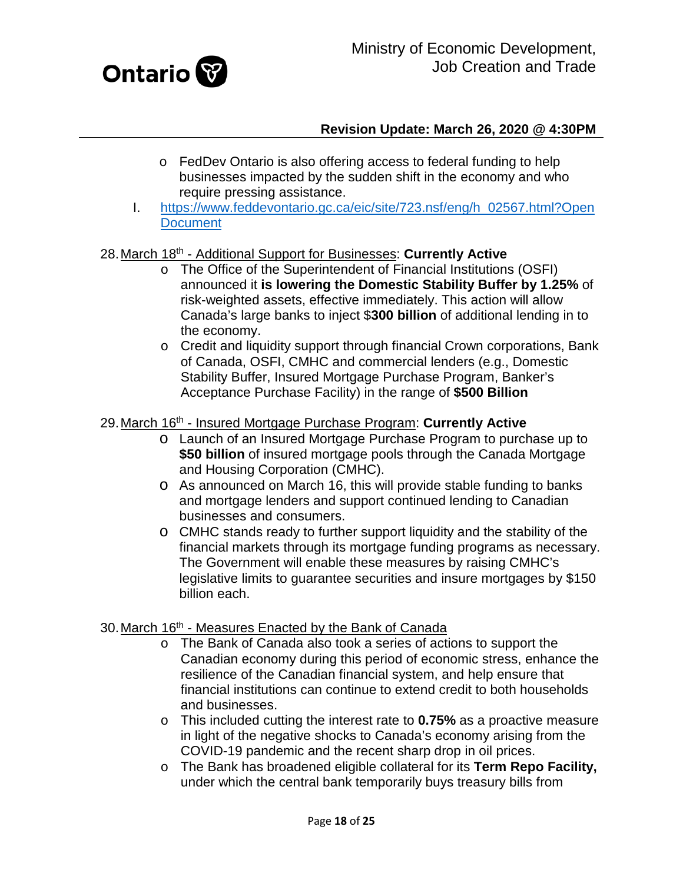- FedDev Ontario is also offering access to federal funding to help businesses impacted by the sudden shift in the economy and who require pressing assistance.

I. [https://www.feddevontario.gc.ca/eic/site/723.nsf/eng/h_02567.html?OpenDocument](https://www.feddevontario.gc.ca/eic/site/723.nsf/eng/h_02567.html?OpenDocument)

28. March 18th - Additional Support for Businesses: **Currently Active**
    - The Office of the Superintendent of Financial Institutions (OSFI) announced it **is lowering the Domestic Stability Buffer by 1.25%** of risk-weighted assets, effective immediately. This action will allow Canada's large banks to inject $**300 billion** of additional lending in to the economy.
    - Credit and liquidity support through financial Crown corporations, Bank of Canada, OSFI, CMHC and commercial lenders (e.g., Domestic Stability Buffer, Insured Mortgage Purchase Program, Banker's Acceptance Purchase Facility) in the range of **$500 Billion**

29. March 16th - Insured Mortgage Purchase Program: **Currently Active**
    - Launch of an Insured Mortgage Purchase Program to purchase up to **$50 billion** of insured mortgage pools through the Canada Mortgage and Housing Corporation (CMHC).
    - As announced on March 16, this will provide stable funding to banks and mortgage lenders and support continued lending to Canadian businesses and consumers.
    - CMHC stands ready to further support liquidity and the stability of the financial markets through its mortgage funding programs as necessary. The Government will enable these measures by raising CMHC's legislative limits to guarantee securities and insure mortgages by $150 billion each.

30. March 16th - Measures Enacted by the Bank of Canada
    - The Bank of Canada also took a series of actions to support the Canadian economy during this period of economic stress, enhance the resilience of the Canadian financial system, and help ensure that financial institutions can continue to extend credit to both households and businesses.
    - This included cutting the interest rate to **0.75%** as a proactive measure in light of the negative shocks to Canada's economy arising from the COVID-19 pandemic and the recent sharp drop in oil prices.
    - The Bank has broadened eligible collateral for its **Term Repo Facility,** under which the central bank temporarily buys treasury bills from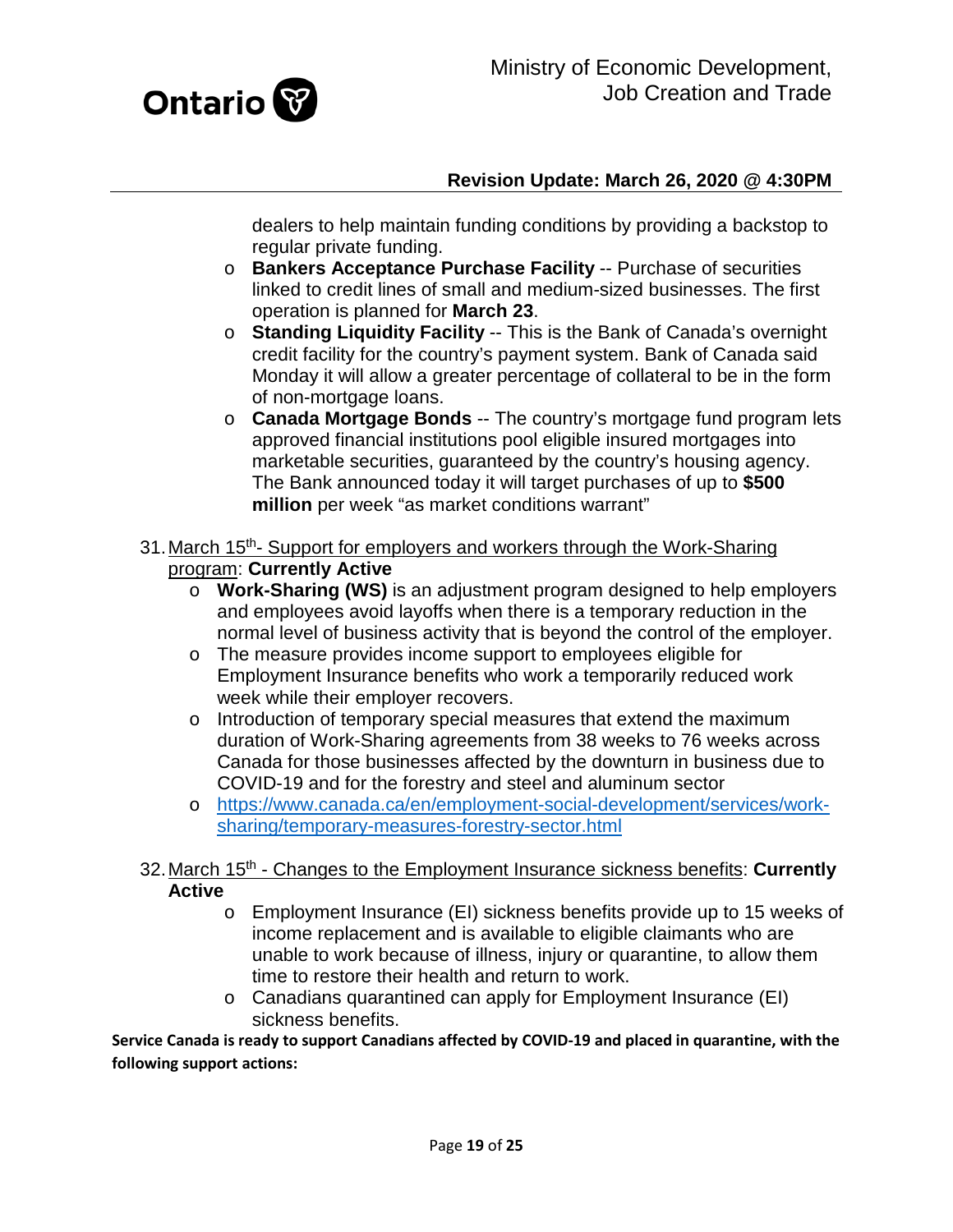dealers to help maintain funding conditions by providing a backstop to regular private funding.

- **Bankers Acceptance Purchase Facility** -- Purchase of securities linked to credit lines of small and medium-sized businesses. The first operation is planned for **March 23**.
- **Standing Liquidity Facility** -- This is the Bank of Canada's overnight credit facility for the country's payment system. Bank of Canada said Monday it will allow a greater percentage of collateral to be in the form of non-mortgage loans.
- **Canada Mortgage Bonds** -- The country's mortgage fund program lets approved financial institutions pool eligible insured mortgages into marketable securities, guaranteed by the country's housing agency. The Bank announced today it will target purchases of up to **$500 million** per week "as market conditions warrant"

31. March 15th- Support for employers and workers through the Work-Sharing program: **Currently Active**
    - **Work-Sharing (WS)** is an adjustment program designed to help employers and employees avoid layoffs when there is a temporary reduction in the normal level of business activity that is beyond the control of the employer.
    - The measure provides income support to employees eligible for Employment Insurance benefits who work a temporarily reduced work week while their employer recovers.
    - Introduction of temporary special measures that extend the maximum duration of Work-Sharing agreements from 38 weeks to 76 weeks across Canada for those businesses affected by the downturn in business due to COVID-19 and for the forestry and steel and aluminum sector
    - https://www.canada.ca/en/employment-social-development/services/work-sharing/temporary-measures-forestry-sector.html

32. March 15th - Changes to the Employment Insurance sickness benefits: **Currently Active**
    - Employment Insurance (EI) sickness benefits provide up to 15 weeks of income replacement and is available to eligible claimants who are unable to work because of illness, injury or quarantine, to allow them time to restore their health and return to work.
    - Canadians quarantined can apply for Employment Insurance (EI) sickness benefits.

**Service Canada is ready to support Canadians affected by COVID-19 and placed in quarantine, with the following support actions:**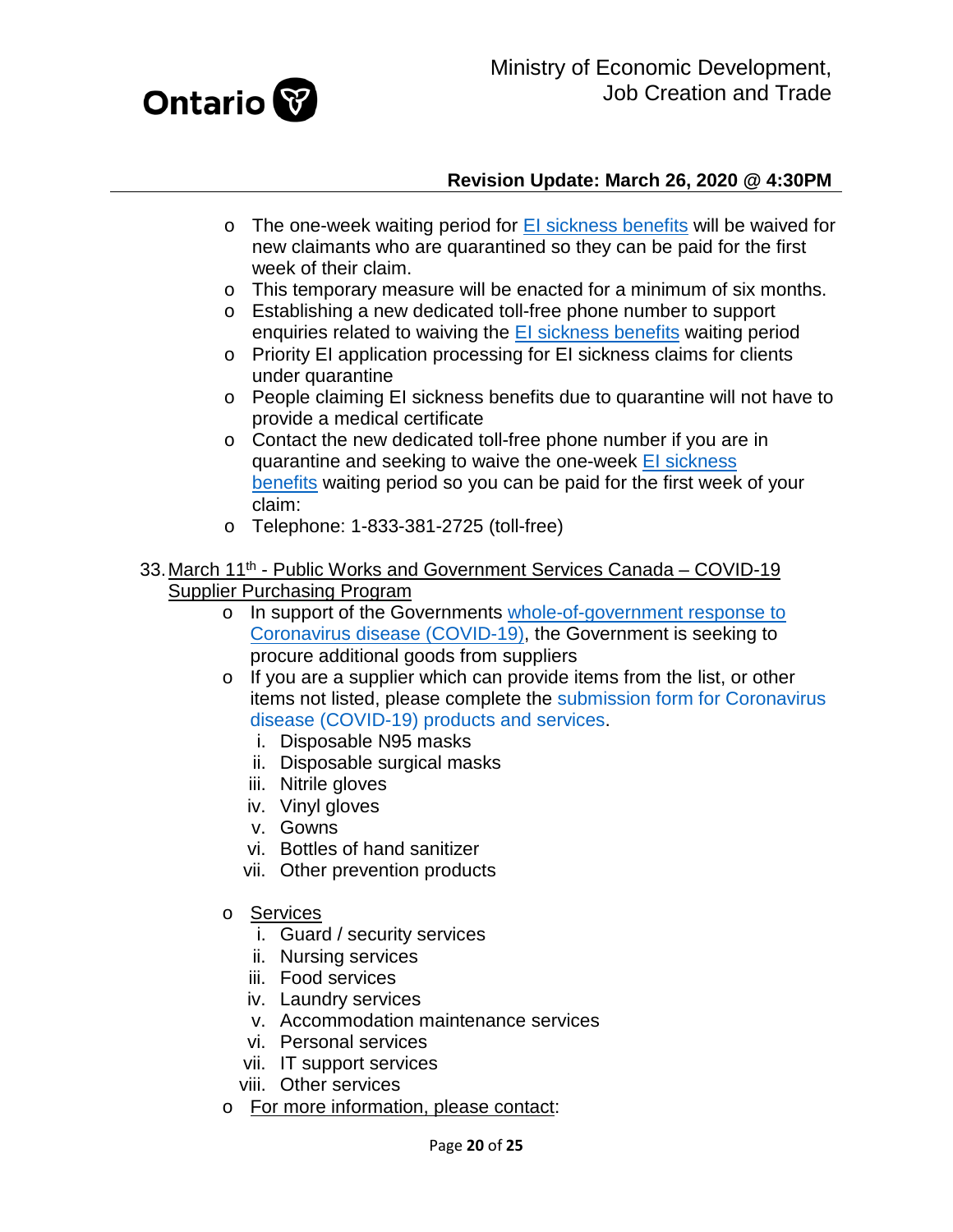- The one-week waiting period for EI sickness benefits will be waived for new claimants who are quarantined so they can be paid for the first week of their claim.
- This temporary measure will be enacted for a minimum of six months.
- Establishing a new dedicated toll-free phone number to support enquiries related to waiving the EI sickness benefits waiting period
- Priority EI application processing for EI sickness claims for clients under quarantine
- People claiming EI sickness benefits due to quarantine will not have to provide a medical certificate
- Contact the new dedicated toll-free phone number if you are in quarantine and seeking to waive the one-week EI sickness benefits waiting period so you can be paid for the first week of your claim:
- Telephone: 1-833-381-2725 (toll-free)

33. March 11th - Public Works and Government Services Canada – COVID-19 Supplier Purchasing Program
    - In support of the Governments whole-of-government response to Coronavirus disease (COVID-19), the Government is seeking to procure additional goods from suppliers
    - If you are a supplier which can provide items from the list, or other items not listed, please complete the submission form for Coronavirus disease (COVID-19) products and services.
        i. Disposable N95 masks
        ii. Disposable surgical masks
        iii. Nitrile gloves
        iv. Vinyl gloves
        v. Gowns
        vi. Bottles of hand sanitizer
        vii. Other prevention products
    - Services
        i. Guard / security services
        ii. Nursing services
        iii. Food services
        iv. Laundry services
        v. Accommodation maintenance services
        vi. Personal services
        vii. IT support services
        viii. Other services
    - For more information, please contact: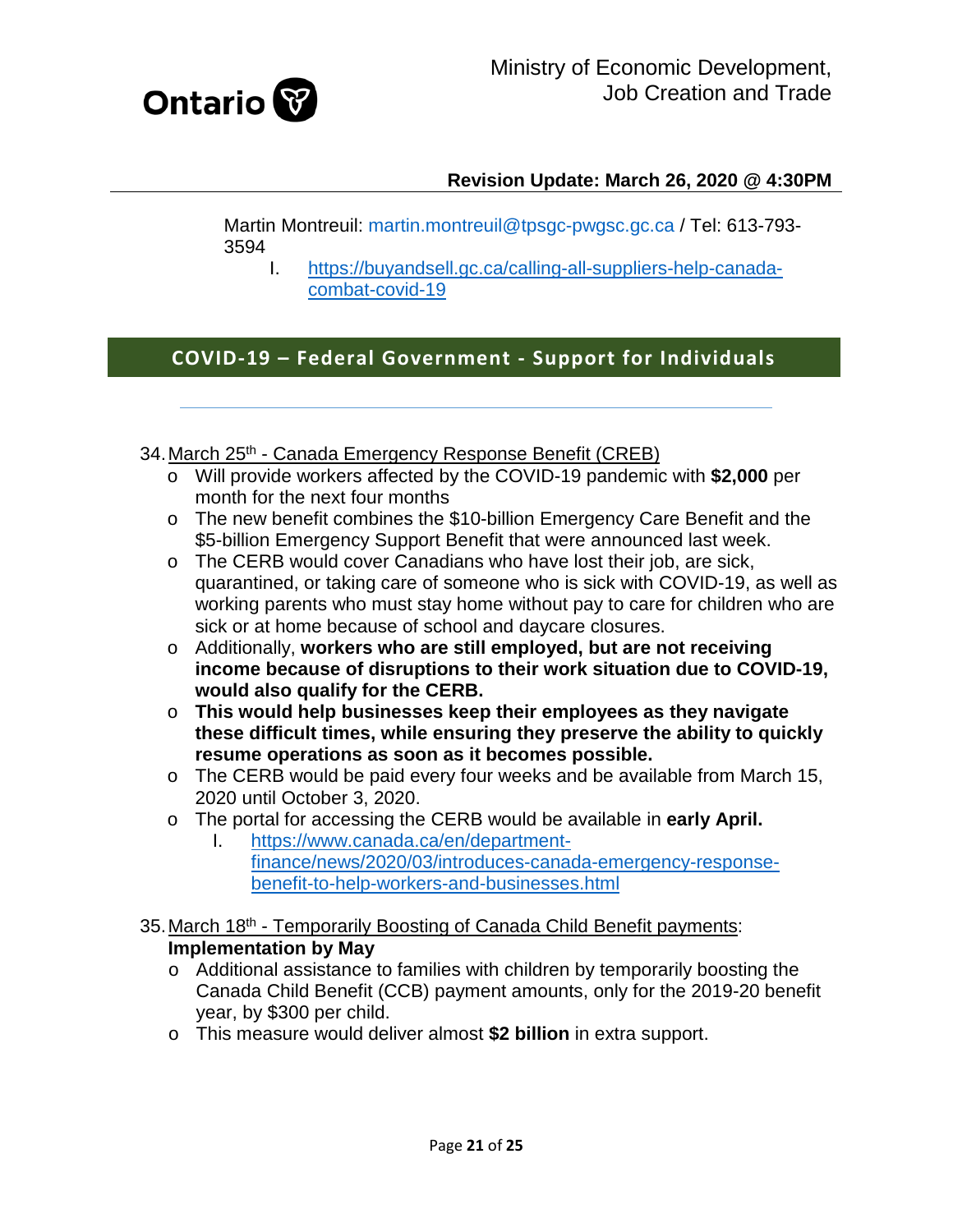Martin Montreuil: martin.montreuil@tpsgc-pwgsc.gc.ca / Tel: 613-793-3594

I. https://buyandsell.gc.ca/calling-all-suppliers-help-canada-combat-covid-19

## COVID-19 – Federal Government - Support for Individuals

34. March 25th - Canada Emergency Response Benefit (CREB)
    - Will provide workers affected by the COVID-19 pandemic with **$2,000** per month for the next four months
    - The new benefit combines the $10-billion Emergency Care Benefit and the $5-billion Emergency Support Benefit that were announced last week.
    - The CERB would cover Canadians who have lost their job, are sick, quarantined, or taking care of someone who is sick with COVID-19, as well as working parents who must stay home without pay to care for children who are sick or at home because of school and daycare closures.
    - Additionally, **workers who are still employed, but are not receiving income because of disruptions to their work situation due to COVID-19, would also qualify for the CERB.**
    - **This would help businesses keep their employees as they navigate these difficult times, while ensuring they preserve the ability to quickly resume operations as soon as it becomes possible.**
    - The CERB would be paid every four weeks and be available from March 15, 2020 until October 3, 2020.
    - The portal for accessing the CERB would be available in **early April.**
        I. https://www.canada.ca/en/department-finance/news/2020/03/introduces-canada-emergency-response-benefit-to-help-workers-and-businesses.html

35. March 18th - Temporarily Boosting of Canada Child Benefit payments: **Implementation by May**
    - Additional assistance to families with children by temporarily boosting the Canada Child Benefit (CCB) payment amounts, only for the 2019-20 benefit year, by $300 per child.
    - This measure would deliver almost **$2 billion** in extra support.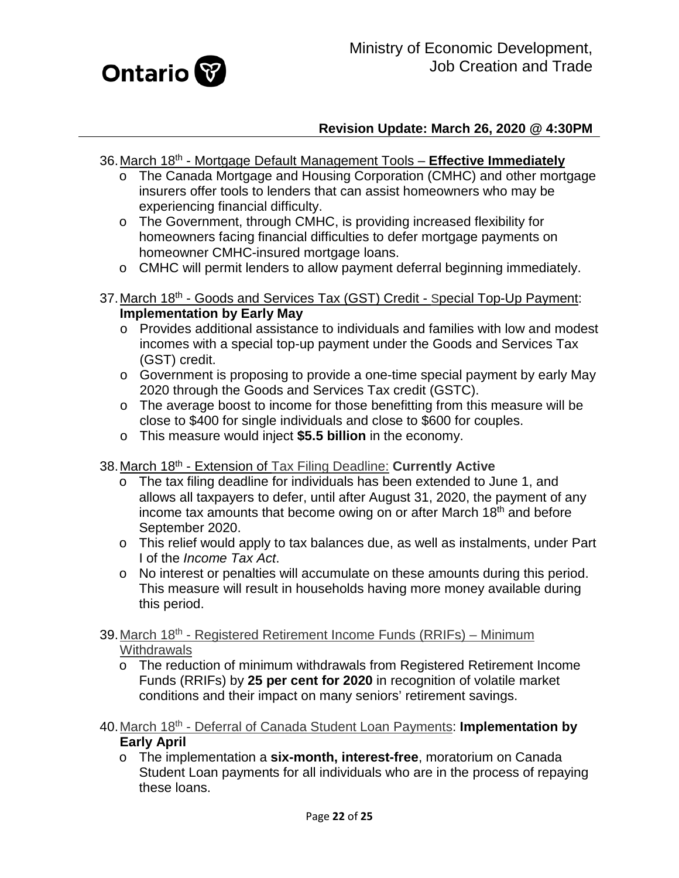**Revision Update: March 26, 2020 @ 4:30PM**

36. March 18th - Mortgage Default Management Tools – **Effective Immediately**
    - The Canada Mortgage and Housing Corporation (CMHC) and other mortgage insurers offer tools to lenders that can assist homeowners who may be experiencing financial difficulty.
    - The Government, through CMHC, is providing increased flexibility for homeowners facing financial difficulties to defer mortgage payments on homeowner CMHC-insured mortgage loans.
    - CMHC will permit lenders to allow payment deferral beginning immediately.

37. March 18th - Goods and Services Tax (GST) Credit - Special Top-Up Payment: **Implementation by Early May**
    - Provides additional assistance to individuals and families with low and modest incomes with a special top-up payment under the Goods and Services Tax (GST) credit.
    - Government is proposing to provide a one-time special payment by early May 2020 through the Goods and Services Tax credit (GSTC).
    - The average boost to income for those benefitting from this measure will be close to $400 for single individuals and close to $600 for couples.
    - This measure would inject **$5.5 billion** in the economy.

38. March 18th - Extension of Tax Filing Deadline: **Currently Active**
    - The tax filing deadline for individuals has been extended to June 1, and allows all taxpayers to defer, until after August 31, 2020, the payment of any income tax amounts that become owing on or after March 18th and before September 2020.
    - This relief would apply to tax balances due, as well as instalments, under Part I of the *Income Tax Act*.
    - No interest or penalties will accumulate on these amounts during this period. This measure will result in households having more money available during this period.

39. March 18th - Registered Retirement Income Funds (RRIFs) – Minimum Withdrawals
    - The reduction of minimum withdrawals from Registered Retirement Income Funds (RRIFs) by **25 per cent for 2020** in recognition of volatile market conditions and their impact on many seniors' retirement savings.

40. March 18th - Deferral of Canada Student Loan Payments: **Implementation by Early April**
    - The implementation a **six-month, interest-free**, moratorium on Canada Student Loan payments for all individuals who are in the process of repaying these loans.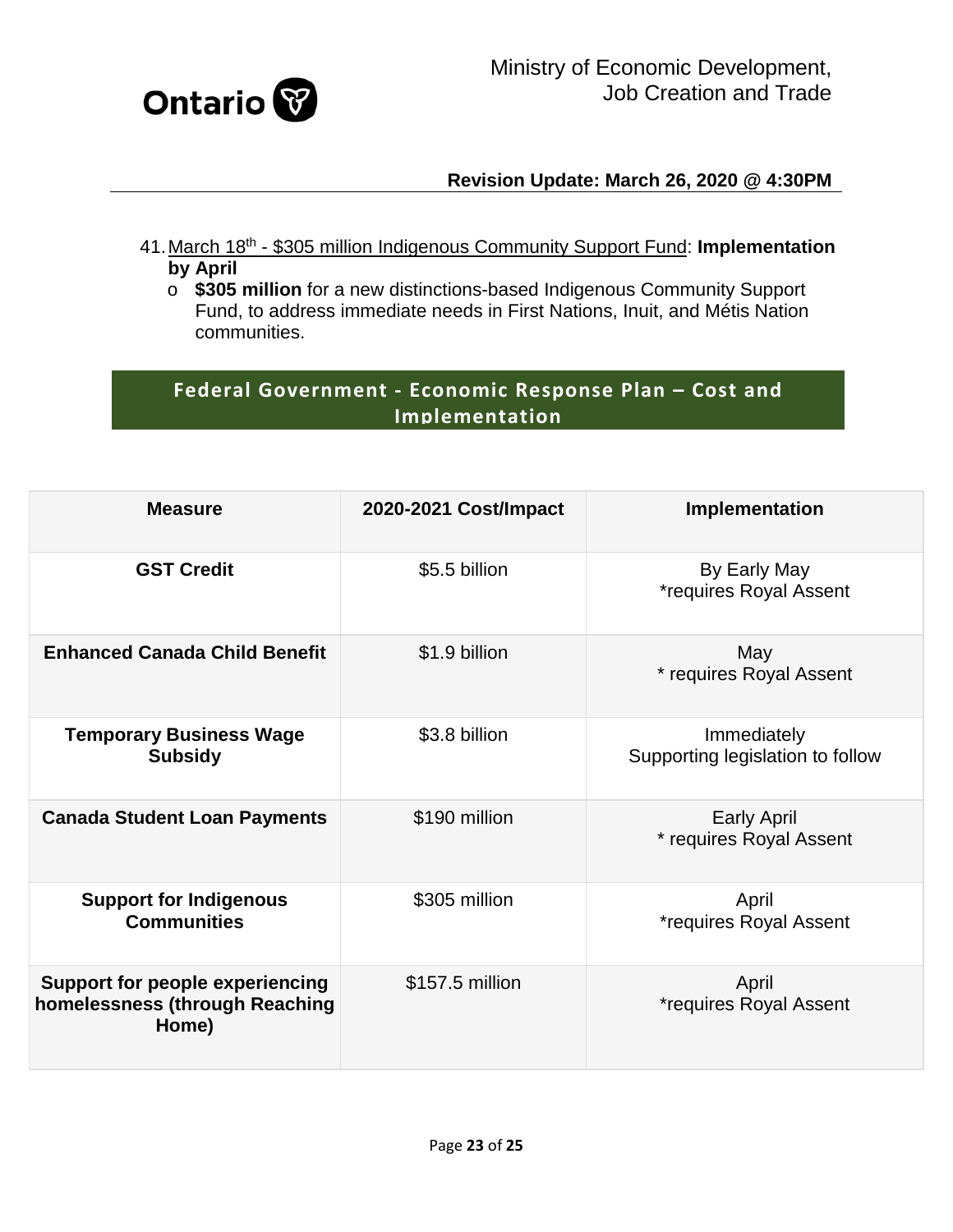41. March 18th - $305 million Indigenous Community Support Fund: **Implementation by April**
    - **$305 million** for a new distinctions-based Indigenous Community Support Fund, to address immediate needs in First Nations, Inuit, and Métis Nation communities.

## Federal Government - Economic Response Plan – Cost and Implementation

| Measure | 2020-2021 Cost/Impact | Implementation |
|---|---|---|
| **GST Credit** | $5.5 billion | By Early May<br>*requires Royal Assent |
| **Enhanced Canada Child Benefit** | $1.9 billion | May<br>* requires Royal Assent |
| **Temporary Business Wage Subsidy** | $3.8 billion | Immediately<br>Supporting legislation to follow |
| **Canada Student Loan Payments** | $190 million | Early April<br>* requires Royal Assent |
| **Support for Indigenous Communities** | $305 million | April<br>*requires Royal Assent |
| **Support for people experiencing homelessness (through Reaching Home)** | $157.5 million | April<br>*requires Royal Assent |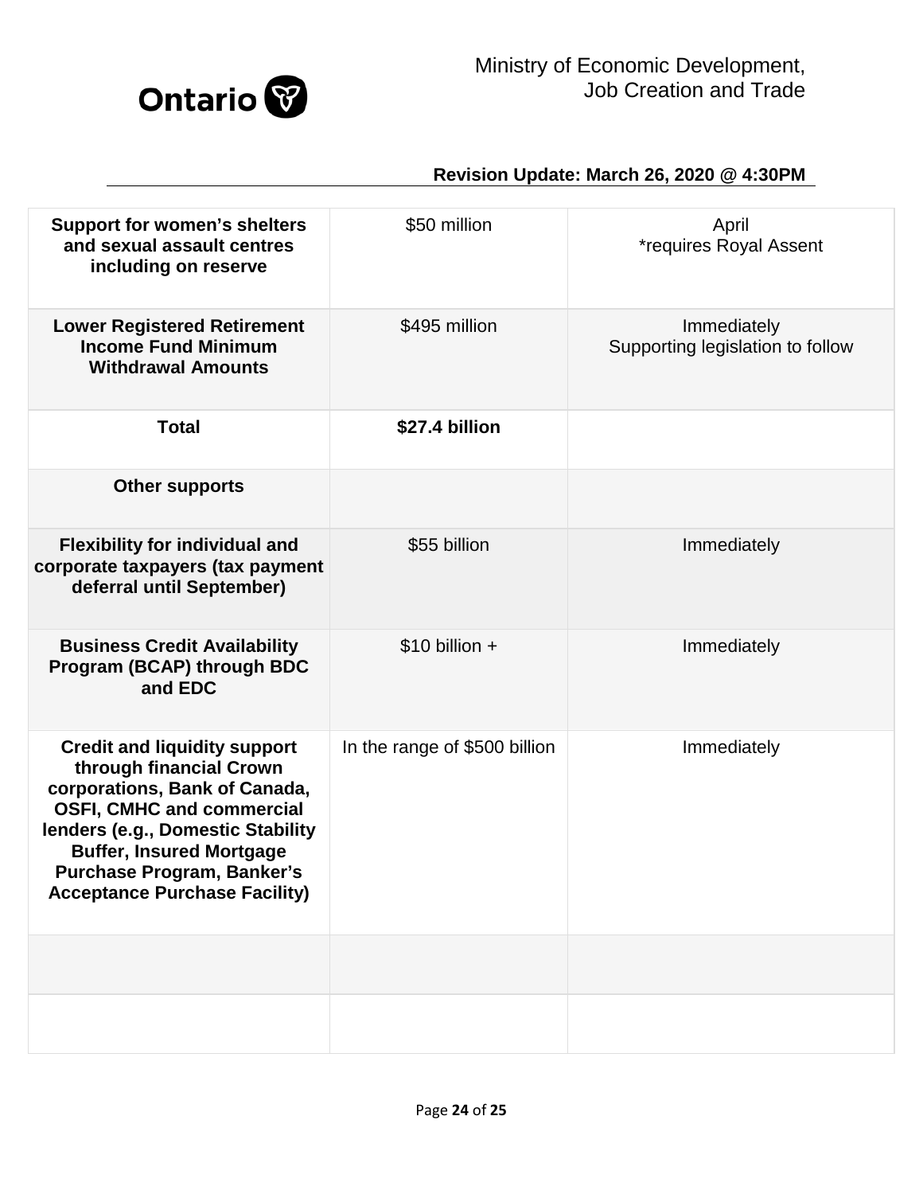**Revision Update: March 26, 2020 @ 4:30PM**

| | | |
|---|---|---|
| **Support for women's shelters and sexual assault centres including on reserve** | $50 million | April<br>*requires Royal Assent |
| **Lower Registered Retirement Income Fund Minimum Withdrawal Amounts** | $495 million | Immediately<br>Supporting legislation to follow |
| **Total** | **$27.4 billion** | |
| **Other supports** | | |
| **Flexibility for individual and corporate taxpayers (tax payment deferral until September)** | $55 billion | Immediately |
| **Business Credit Availability Program (BCAP) through BDC and EDC** | $10 billion + | Immediately |
| **Credit and liquidity support through financial Crown corporations, Bank of Canada, OSFI, CMHC and commercial lenders (e.g., Domestic Stability Buffer, Insured Mortgage Purchase Program, Banker's Acceptance Purchase Facility)** | In the range of $500 billion | Immediately |
| | | |
| | | |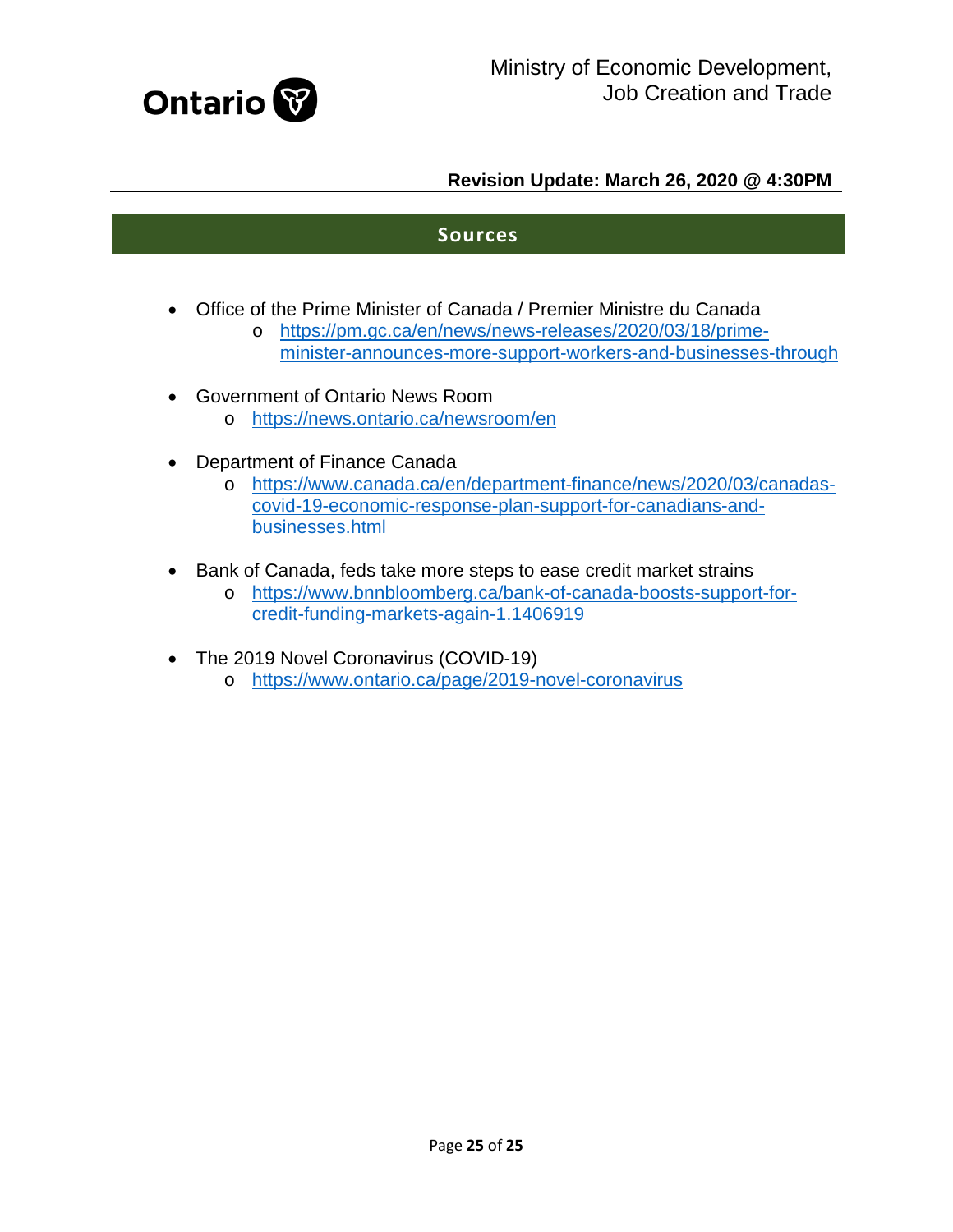## Sources

- Office of the Prime Minister of Canada / Premier Ministre du Canada
  - https://pm.gc.ca/en/news/news-releases/2020/03/18/prime-minister-announces-more-support-workers-and-businesses-through
- Government of Ontario News Room
  - https://news.ontario.ca/newsroom/en
- Department of Finance Canada
  - https://www.canada.ca/en/department-finance/news/2020/03/canadas-covid-19-economic-response-plan-support-for-canadians-and-businesses.html
- Bank of Canada, feds take more steps to ease credit market strains
  - https://www.bnnbloomberg.ca/bank-of-canada-boosts-support-for-credit-funding-markets-again-1.1406919
- The 2019 Novel Coronavirus (COVID-19)
  - https://www.ontario.ca/page/2019-novel-coronavirus